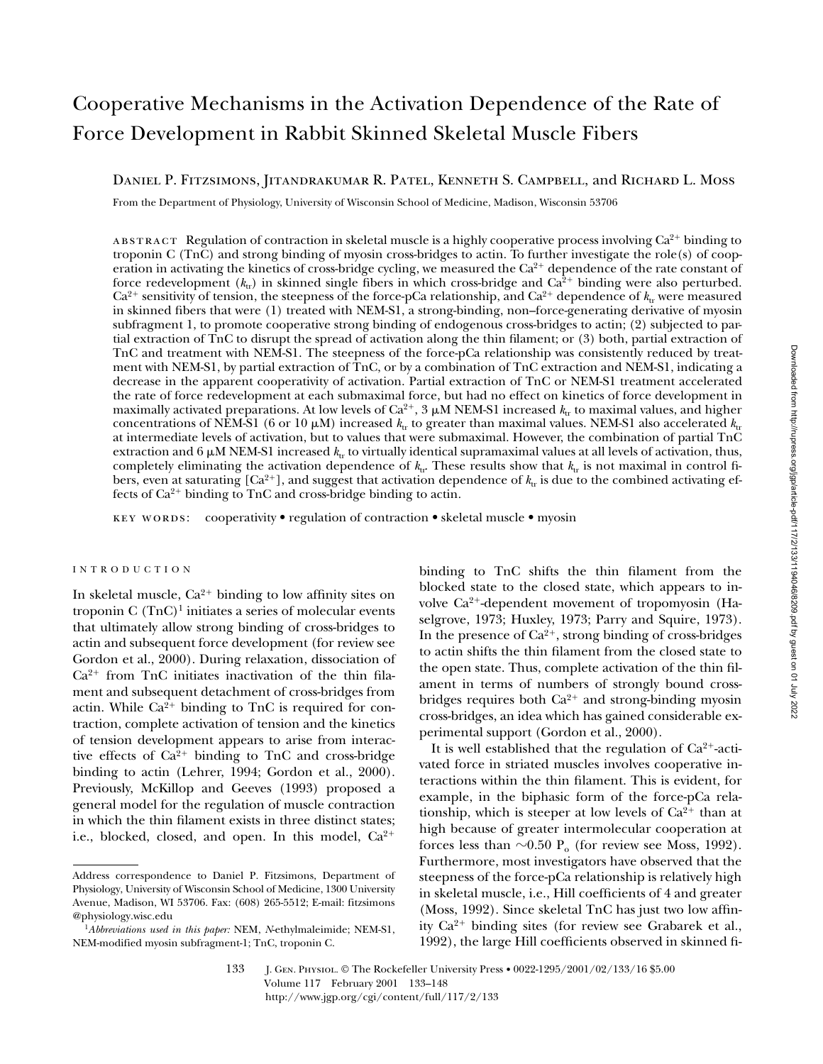# Cooperative Mechanisms in the Activation Dependence of the Rate of Force Development in Rabbit Skinned Skeletal Muscle Fibers

Daniel P. Fitzsimons, Jitandrakumar R. Patel, Kenneth S. Campbell, and Richard L. Moss

From the Department of Physiology, University of Wisconsin School of Medicine, Madison, Wisconsin 53706

abstract Regulation of contraction in skeletal muscle is a highly cooperative process involving $Ca^{2+}$ binding to troponin C (TnC) and strong binding of myosin cross-bridges to actin. To further investigate the role(s) of cooperation in activating the kinetics of cross-bridge cycling, we measured the $Ca^{2+}$ dependence of the rate constant of force redevelopment ($k_{tr}$) in skinned single fibers in which cross-bridge and $Ca^{2+}$ binding were also perturbed. $Ca^{2+}$ sensitivity of tension, the steepness of the force-pCa relationship, and $Ca^{2+}$ dependence of $k_{tr}$ were measured in skinned fibers that were (1) treated with NEM-S1, a strong-binding, non–force-generating derivative of myosin subfragment 1, to promote cooperative strong binding of endogenous cross-bridges to actin; (2) subjected to partial extraction of TnC to disrupt the spread of activation along the thin filament; or (3) both, partial extraction of TnC and treatment with NEM-S1. The steepness of the force-pCa relationship was consistently reduced by treatment with NEM-S1, by partial extraction of TnC, or by a combination of TnC extraction and NEM-S1, indicating a decrease in the apparent cooperativity of activation. Partial extraction of TnC or NEM-S1 treatment accelerated the rate of force redevelopment at each submaximal force, but had no effect on kinetics of force development in maximally activated preparations. At low levels of $Ca^{2+}$, 3 μM NEM-S1 increased $k_{tr}$ to maximal values, and higher concentrations of NEM-S1 (6 or 10 μM) increased $k_{tr}$ to greater than maximal values. NEM-S1 also accelerated $k_{tr}$ at intermediate levels of activation, but to values that were submaximal. However, the combination of partial TnC extraction and 6 μM NEM-S1 increased $k_{tr}$ to virtually identical supramaximal values at all levels of activation, thus, completely eliminating the activation dependence of $k_{tr}$. These results show that $k_{tr}$ is not maximal in control fibers, even at saturating [$Ca^{2+}$], and suggest that activation dependence of $k_{tr}$ is due to the combined activating effects of $Ca^{2+}$ binding to TnC and cross-bridge binding to actin.

key words: cooperativity • regulation of contraction • skeletal muscle • myosin

## INTRODUCTION

In skeletal muscle, $Ca^{2+}$ binding to low affinity sites on troponin C (TnC)[1] initiates a series of molecular events that ultimately allow strong binding of cross-bridges to actin and subsequent force development (for review see Gordon et al., 2000). During relaxation, dissociation of $Ca^{2+}$ from TnC initiates inactivation of the thin filament and subsequent detachment of cross-bridges from actin. While $Ca^{2+}$ binding to TnC is required for contraction, complete activation of tension and the kinetics of tension development appears to arise from interactive effects of $Ca^{2+}$ binding to TnC and cross-bridge binding to actin (Lehrer, 1994; Gordon et al., 2000). Previously, McKillop and Geeves (1993) proposed a general model for the regulation of muscle contraction in which the thin filament exists in three distinct states; i.e., blocked, closed, and open. In this model, $Ca^{2+}$ binding to TnC shifts the thin filament from the blocked state to the closed state, which appears to involve $Ca^{2+}$-dependent movement of tropomyosin (Haselgrove, 1973; Huxley, 1973; Parry and Squire, 1973). In the presence of $Ca^{2+}$, strong binding of cross-bridges to actin shifts the thin filament from the closed state to the open state. Thus, complete activation of the thin filament in terms of numbers of strongly bound cross-bridges requires both $Ca^{2+}$ and strong-binding myosin cross-bridges, an idea which has gained considerable experimental support (Gordon et al., 2000).

It is well established that the regulation of $Ca^{2+}$-activated force in striated muscles involves cooperative interactions within the thin filament. This is evident, for example, in the biphasic form of the force-pCa relationship, which is steeper at low levels of $Ca^{2+}$ than at high because of greater intermolecular cooperation at forces less than ~0.50 $P_o$ (for review see Moss, 1992). Furthermore, most investigators have observed that the steepness of the force-pCa relationship is relatively high in skeletal muscle, i.e., Hill coefficients of 4 and greater (Moss, 1992). Since skeletal TnC has just two low affinity $Ca^{2+}$ binding sites (for review see Grabarek et al., 1992), the large Hill coefficients observed in skinned fi-

Address correspondence to Daniel P. Fitzsimons, Department of Physiology, University of Wisconsin School of Medicine, 1300 University Avenue, Madison, WI 53706. Fax: (608) 265-5512; E-mail: fitzsimons@physiology.wisc.edu

[1]*Abbreviations used in this paper:* NEM, *N*-ethylmaleimide; NEM-S1, NEM-modified myosin subfragment-1; TnC, troponin C.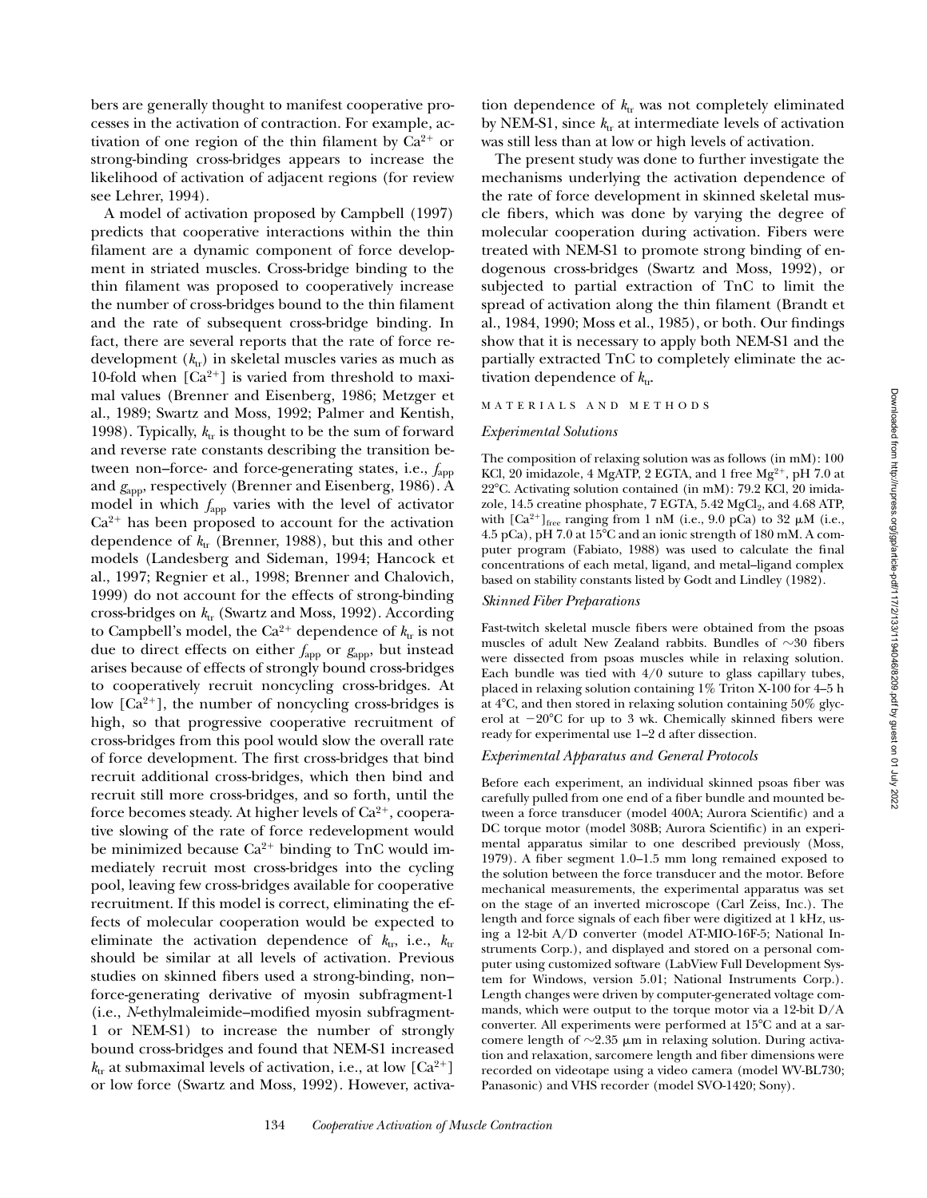bers are generally thought to manifest cooperative processes in the activation of contraction. For example, activation of one region of the thin filament by $Ca^{2+}$ or strong-binding cross-bridges appears to increase the likelihood of activation of adjacent regions (for review see Lehrer, 1994).

A model of activation proposed by Campbell (1997) predicts that cooperative interactions within the thin filament are a dynamic component of force development in striated muscles. Cross-bridge binding to the thin filament was proposed to cooperatively increase the number of cross-bridges bound to the thin filament and the rate of subsequent cross-bridge binding. In fact, there are several reports that the rate of force redevelopment ($k_{tr}$) in skeletal muscles varies as much as 10-fold when [$Ca^{2+}$] is varied from threshold to maximal values (Brenner and Eisenberg, 1986; Metzger et al., 1989; Swartz and Moss, 1992; Palmer and Kentish, 1998). Typically, $k_{tr}$ is thought to be the sum of forward and reverse rate constants describing the transition between non–force- and force-generating states, i.e., $f_{app}$ and $g_{app}$, respectively (Brenner and Eisenberg, 1986). A model in which $f_{app}$ varies with the level of activator $Ca^{2+}$ has been proposed to account for the activation dependence of $k_{tr}$ (Brenner, 1988), but this and other models (Landesberg and Sideman, 1994; Hancock et al., 1997; Regnier et al., 1998; Brenner and Chalovich, 1999) do not account for the effects of strong-binding cross-bridges on $k_{tr}$ (Swartz and Moss, 1992). According to Campbell's model, the $Ca^{2+}$ dependence of $k_{tr}$ is not due to direct effects on either $f_{app}$ or $g_{app}$, but instead arises because of effects of strongly bound cross-bridges to cooperatively recruit noncycling cross-bridges. At low [$Ca^{2+}$], the number of noncycling cross-bridges is high, so that progressive cooperative recruitment of cross-bridges from this pool would slow the overall rate of force development. The first cross-bridges that bind recruit additional cross-bridges, which then bind and recruit still more cross-bridges, and so forth, until the force becomes steady. At higher levels of $Ca^{2+}$, cooperative slowing of the rate of force redevelopment would be minimized because $Ca^{2+}$ binding to TnC would immediately recruit most cross-bridges into the cycling pool, leaving few cross-bridges available for cooperative recruitment. If this model is correct, eliminating the effects of molecular cooperation would be expected to eliminate the activation dependence of $k_{tr}$, i.e., $k_{tr}$ should be similar at all levels of activation. Previous studies on skinned fibers used a strong-binding, non–force-generating derivative of myosin subfragment-1 (i.e., *N*-ethylmaleimide–modified myosin subfragment-1 or NEM-S1) to increase the number of strongly bound cross-bridges and found that NEM-S1 increased $k_{tr}$ at submaximal levels of activation, i.e., at low [$Ca^{2+}$] or low force (Swartz and Moss, 1992). However, activation dependence of $k_{tr}$ was not completely eliminated by NEM-S1, since $k_{tr}$ at intermediate levels of activation was still less than at low or high levels of activation.

The present study was done to further investigate the mechanisms underlying the activation dependence of the rate of force development in skinned skeletal muscle fibers, which was done by varying the degree of molecular cooperation during activation. Fibers were treated with NEM-S1 to promote strong binding of endogenous cross-bridges (Swartz and Moss, 1992), or subjected to partial extraction of TnC to limit the spread of activation along the thin filament (Brandt et al., 1984, 1990; Moss et al., 1985), or both. Our findings show that it is necessary to apply both NEM-S1 and the partially extracted TnC to completely eliminate the activation dependence of $k_{tr}$.

## MATERIALS AND METHODS

### *Experimental Solutions*

The composition of relaxing solution was as follows (in mM): 100 KCl, 20 imidazole, 4 MgATP, 2 EGTA, and 1 free $Mg^{2+}$, pH 7.0 at 22°C. Activating solution contained (in mM): 79.2 KCl, 20 imidazole, 14.5 creatine phosphate, 7 EGTA, 5.42 $MgCl_2$, and 4.68 ATP, with $[Ca^{2+}]_{free}$ ranging from 1 nM (i.e., 9.0 pCa) to 32 μM (i.e., 4.5 pCa), pH 7.0 at 15°C and an ionic strength of 180 mM. A computer program (Fabiato, 1988) was used to calculate the final concentrations of each metal, ligand, and metal–ligand complex based on stability constants listed by Godt and Lindley (1982).

### *Skinned Fiber Preparations*

Fast-twitch skeletal muscle fibers were obtained from the psoas muscles of adult New Zealand rabbits. Bundles of ~30 fibers were dissected from psoas muscles while in relaxing solution. Each bundle was tied with 4/0 suture to glass capillary tubes, placed in relaxing solution containing 1% Triton X-100 for 4–5 h at 4°C, and then stored in relaxing solution containing 50% glycerol at −20°C for up to 3 wk. Chemically skinned fibers were ready for experimental use 1–2 d after dissection.

### *Experimental Apparatus and General Protocols*

Before each experiment, an individual skinned psoas fiber was carefully pulled from one end of a fiber bundle and mounted between a force transducer (model 400A; Aurora Scientific) and a DC torque motor (model 308B; Aurora Scientific) in an experimental apparatus similar to one described previously (Moss, 1979). A fiber segment 1.0–1.5 mm long remained exposed to the solution between the force transducer and the motor. Before mechanical measurements, the experimental apparatus was set on the stage of an inverted microscope (Carl Zeiss, Inc.). The length and force signals of each fiber were digitized at 1 kHz, using a 12-bit A/D converter (model AT-MIO-16F-5; National Instruments Corp.), and displayed and stored on a personal computer using customized software (LabView Full Development System for Windows, version 5.01; National Instruments Corp.). Length changes were driven by computer-generated voltage commands, which were output to the torque motor via a 12-bit D/A converter. All experiments were performed at 15°C and at a sarcomere length of ~2.35 μm in relaxing solution. During activation and relaxation, sarcomere length and fiber dimensions were recorded on videotape using a video camera (model WV-BL730; Panasonic) and VHS recorder (model SVO-1420; Sony).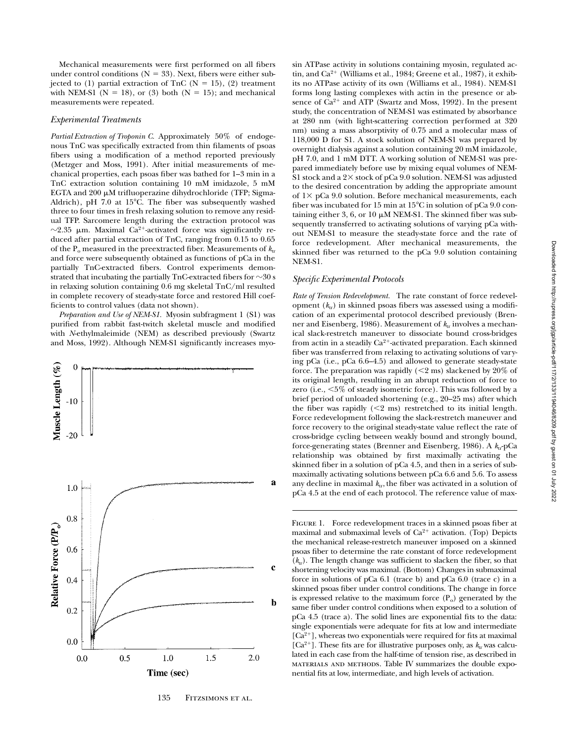Mechanical measurements were first performed on all fibers under control conditions (N = 33). Next, fibers were either subjected to (1) partial extraction of TnC (N = 15), (2) treatment with NEM-S1 (N = 18), or (3) both (N = 15); and mechanical measurements were repeated.

### *Experimental Treatments*

*Partial Extraction of Troponin C.* Approximately 50% of endogenous TnC was specifically extracted from thin filaments of psoas fibers using a modification of a method reported previously (Metzger and Moss, 1991). After initial measurements of mechanical properties, each psoas fiber was bathed for 1–3 min in a TnC extraction solution containing 10 mM imidazole, 5 mM EGTA and 200 μM trifluoperazine dihydrochloride (TFP; Sigma-Aldrich), pH 7.0 at 15°C. The fiber was subsequently washed three to four times in fresh relaxing solution to remove any residual TFP. Sarcomere length during the extraction protocol was ~2.35 μm. Maximal $Ca^{2+}$-activated force was significantly reduced after partial extraction of TnC, ranging from 0.15 to 0.65 of the $P_o$ measured in the preextracted fiber. Measurements of $k_{tr}$ and force were subsequently obtained as functions of pCa in the partially TnC-extracted fibers. Control experiments demonstrated that incubating the partially TnC-extracted fibers for ~30 s in relaxing solution containing 0.6 mg skeletal TnC/ml resulted in complete recovery of steady-state force and restored Hill coefficients to control values (data not shown).

*Preparation and Use of NEM-S1.* Myosin subfragment 1 (S1) was purified from rabbit fast-twitch skeletal muscle and modified with *N*-ethylmaleimide (NEM) as described previously (Swartz and Moss, 1992). Although NEM-S1 significantly increases myosin ATPase activity in solutions containing myosin, regulated actin, and $Ca^{2+}$ (Williams et al., 1984; Greene et al., 1987), it exhibits no ATPase activity of its own (Williams et al., 1984). NEM-S1 forms long lasting complexes with actin in the presence or absence of $Ca^{2+}$ and ATP (Swartz and Moss, 1992). In the present study, the concentration of NEM-S1 was estimated by absorbance at 280 nm (with light-scattering correction performed at 320 nm) using a mass absorptivity of 0.75 and a molecular mass of 118,000 D for S1. A stock solution of NEM-S1 was prepared by overnight dialysis against a solution containing 20 mM imidazole, pH 7.0, and 1 mM DTT. A working solution of NEM-S1 was prepared immediately before use by mixing equal volumes of NEM-S1 stock and a 2× stock of pCa 9.0 solution. NEM-S1 was adjusted to the desired concentration by adding the appropriate amount of 1× pCa 9.0 solution. Before mechanical measurements, each fiber was incubated for 15 min at 15°C in solution of pCa 9.0 containing either 3, 6, or 10 μM NEM-S1. The skinned fiber was subsequently transferred to activating solutions of varying pCa without NEM-S1 to measure the steady-state force and the rate of force redevelopment. After mechanical measurements, the skinned fiber was returned to the pCa 9.0 solution containing NEM-S1.

### *Specific Experimental Protocols*

*Rate of Tension Redevelopment.* The rate constant of force redevelopment ($k_{tr}$) in skinned psoas fibers was assessed using a modification of an experimental protocol described previously (Brenner and Eisenberg, 1986). Measurement of $k_{tr}$ involves a mechanical slack-restretch maneuver to dissociate bound cross-bridges from actin in a steadily $Ca^{2+}$-activated preparation. Each skinned fiber was transferred from relaxing to activating solutions of varying pCa (i.e., pCa 6.6–4.5) and allowed to generate steady-state force. The preparation was rapidly (<2 ms) slackened by 20% of its original length, resulting in an abrupt reduction of force to zero (i.e., <5% of steady isometric force). This was followed by a brief period of unloaded shortening (e.g., 20–25 ms) after which the fiber was rapidly (<2 ms) restretched to its initial length. Force redevelopment following the slack-restretch maneuver and force recovery to the original steady-state value reflect the rate of cross-bridge cycling between weakly bound and strongly bound, force-generating states (Brenner and Eisenberg, 1986). A $k_{tr}$-pCa relationship was obtained by first maximally activating the skinned fiber in a solution of pCa 4.5, and then in a series of submaximally activating solutions between pCa 6.6 and 5.6. To assess any decline in maximal $k_{tr}$, the fiber was activated in a solution of pCa 4.5 at the end of each protocol. The reference value of max-

FIGURE 1. Force redevelopment traces in a skinned psoas fiber at maximal and submaximal levels of $Ca^{2+}$ activation. (Top) Depicts the mechanical release-restretch maneuver imposed on a skinned psoas fiber to determine the rate constant of force redevelopment ($k_{tr}$). The length change was sufficient to slacken the fiber, so that shortening velocity was maximal. (Bottom) Changes in submaximal force in solutions of pCa 6.1 (trace b) and pCa 6.0 (trace c) in a skinned psoas fiber under control conditions. The change in force is expressed relative to the maximum force ($P_o$) generated by the same fiber under control conditions when exposed to a solution of pCa 4.5 (trace a). The solid lines are exponential fits to the data: single exponentials were adequate for fits at low and intermediate $[Ca^{2+}]$, whereas two exponentials were required for fits at maximal $[Ca^{2+}]$. These fits are for illustrative purposes only, as $k_{tr}$ was calculated in each case from the half-time of tension rise, as described in MATERIALS AND METHODS. Table IV summarizes the double exponential fits at low, intermediate, and high levels of activation.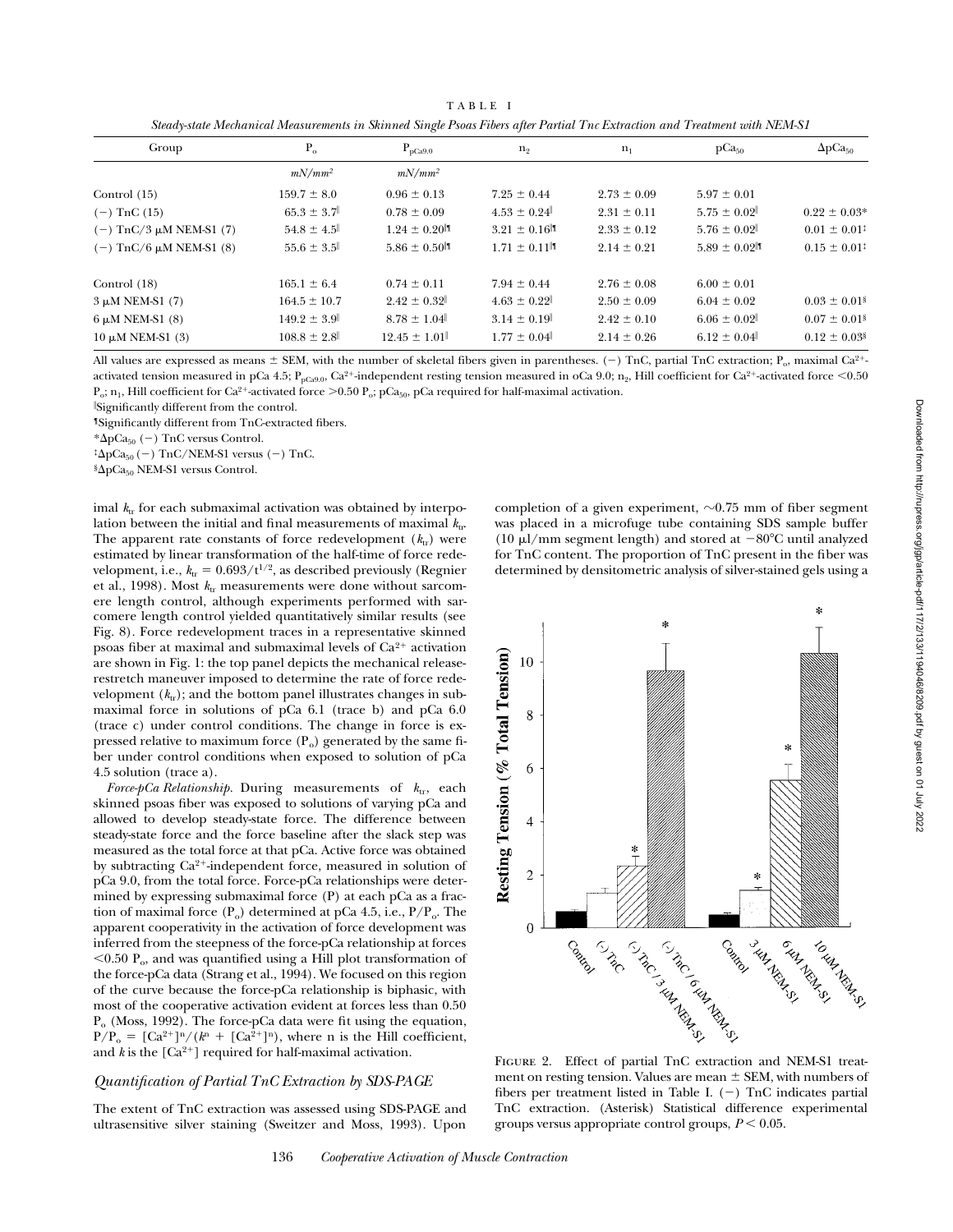TABLE I

*Steady-state Mechanical Measurements in Skinned Single Psoas Fibers after Partial TnC Extraction and Treatment with NEM-S1*

| Group | $P_o$ | $P_{pCa9.0}$ | $n_2$ | $n_1$ | $pCa_{50}$ | $\Delta pCa_{50}$ |
|---|---|---|---|---|---|---|
| | $mN/mm^2$ | $mN/mm^2$ | | | | |
| Control (15) | 159.7 ± 8.0 | 0.96 ± 0.13 | 7.25 ± 0.44 | 2.73 ± 0.09 | 5.97 ± 0.01 | |
| (−) TnC (15) | 65.3 ± 3.7‖ | 0.78 ± 0.09 | 4.53 ± 0.24‖ | 2.31 ± 0.11 | 5.75 ± 0.02‖ | 0.22 ± 0.03* |
| (−) TnC/3 μM NEM-S1 (7) | 54.8 ± 4.5‖ | 1.24 ± 0.20‖¶ | 3.21 ± 0.16‖¶ | 2.33 ± 0.12 | 5.76 ± 0.02‖ | 0.01 ± 0.01‡ |
| (−) TnC/6 μM NEM-S1 (8) | 55.6 ± 3.5‖ | 5.86 ± 0.50‖¶ | 1.71 ± 0.11‖¶ | 2.14 ± 0.21 | 5.89 ± 0.02‖¶ | 0.15 ± 0.01‡ |
| Control (18) | 165.1 ± 6.4 | 0.74 ± 0.11 | 7.94 ± 0.44 | 2.76 ± 0.08 | 6.00 ± 0.01 | |
| 3 μM NEM-S1 (7) | 164.5 ± 10.7 | 2.42 ± 0.32‖ | 4.63 ± 0.22‖ | 2.50 ± 0.09 | 6.04 ± 0.02 | 0.03 ± 0.01§ |
| 6 μM NEM-S1 (8) | 149.2 ± 3.9‖ | 8.78 ± 1.04‖ | 3.14 ± 0.19‖ | 2.42 ± 0.10 | 6.06 ± 0.02‖ | 0.07 ± 0.01§ |
| 10 μM NEM-S1 (3) | 108.8 ± 2.8‖ | 12.45 ± 1.01‖ | 1.77 ± 0.04‖ | 2.14 ± 0.26 | 6.12 ± 0.04‖ | 0.12 ± 0.03§ |

All values are expressed as means ± SEM, with the number of skeletal fibers given in parentheses. (−) TnC, partial TnC extraction; $P_o$, maximal $Ca^{2+}$-activated tension measured in pCa 4.5; $P_{pCa9.0}$, $Ca^{2+}$-independent resting tension measured in oCa 9.0; $n_2$, Hill coefficient for $Ca^{2+}$-activated force $<0.50$ $P_o$; $n_1$, Hill coefficient for $Ca^{2+}$-activated force $>0.50$ $P_o$; $pCa_{50}$, pCa required for half-maximal activation.

‖Significantly different from the control.

¶Significantly different from TnC-extracted fibers.

*$\Delta pCa_{50}$ (−) TnC versus Control.

‡$\Delta pCa_{50}$ (−) TnC/NEM-S1 versus (−) TnC.

§$\Delta pCa_{50}$ NEM-S1 versus Control.

imal $k_{tr}$ for each submaximal activation was obtained by interpolation between the initial and final measurements of maximal $k_{tr}$. The apparent rate constants of force redevelopment ($k_{tr}$) were estimated by linear transformation of the half-time of force redevelopment, i.e., $k_{tr} = 0.693/t^{1/2}$, as described previously (Regnier et al., 1998). Most $k_{tr}$ measurements were done without sarcomere length control, although experiments performed with sarcomere length control yielded quantitatively similar results (see Fig. 8). Force redevelopment traces in a representative skinned psoas fiber at maximal and submaximal levels of $Ca^{2+}$ activation are shown in Fig. 1: the top panel depicts the mechanical release-restretch maneuver imposed to determine the rate of force redevelopment ($k_{tr}$); and the bottom panel illustrates changes in submaximal force in solutions of pCa 6.1 (trace b) and pCa 6.0 (trace c) under control conditions. The change in force is expressed relative to maximum force ($P_o$) generated by the same fiber under control conditions when exposed to solution of pCa 4.5 solution (trace a).

*Force-pCa Relationship.* During measurements of $k_{tr}$, each skinned psoas fiber was exposed to solutions of varying pCa and allowed to develop steady-state force. The difference between steady-state force and the force baseline after the slack step was measured as the total force at that pCa. Active force was obtained by subtracting $Ca^{2+}$-independent force, measured in solution of pCa 9.0, from the total force. Force-pCa relationships were determined by expressing submaximal force (P) at each pCa as a fraction of maximal force ($P_o$) determined at pCa 4.5, i.e., $P/P_o$. The apparent cooperativity in the activation of force development was inferred from the steepness of the force-pCa relationship at forces $<0.50$ $P_o$, and was quantified using a Hill plot transformation of the force-pCa data (Strang et al., 1994). We focused on this region of the curve because the force-pCa relationship is biphasic, with most of the cooperative activation evident at forces less than 0.50 $P_o$ (Moss, 1992). The force-pCa data were fit using the equation, $P/P_o = [Ca^{2+}]^n/(k^n + [Ca^{2+}]^n)$, where n is the Hill coefficient, and $k$ is the $[Ca^{2+}]$ required for half-maximal activation.

### *Quantification of Partial TnC Extraction by SDS-PAGE*

The extent of TnC extraction was assessed using SDS-PAGE and ultrasensitive silver staining (Sweitzer and Moss, 1993). Upon completion of a given experiment, ~0.75 mm of fiber segment was placed in a microfuge tube containing SDS sample buffer (10 μl/mm segment length) and stored at −80°C until analyzed for TnC content. The proportion of TnC present in the fiber was determined by densitometric analysis of silver-stained gels using a

FIGURE 2. Effect of partial TnC extraction and NEM-S1 treatment on resting tension. Values are mean ± SEM, with numbers of fibers per treatment listed in Table I. (−) TnC indicates partial TnC extraction. (Asterisk) Statistical difference experimental groups versus appropriate control groups, $P < 0.05$.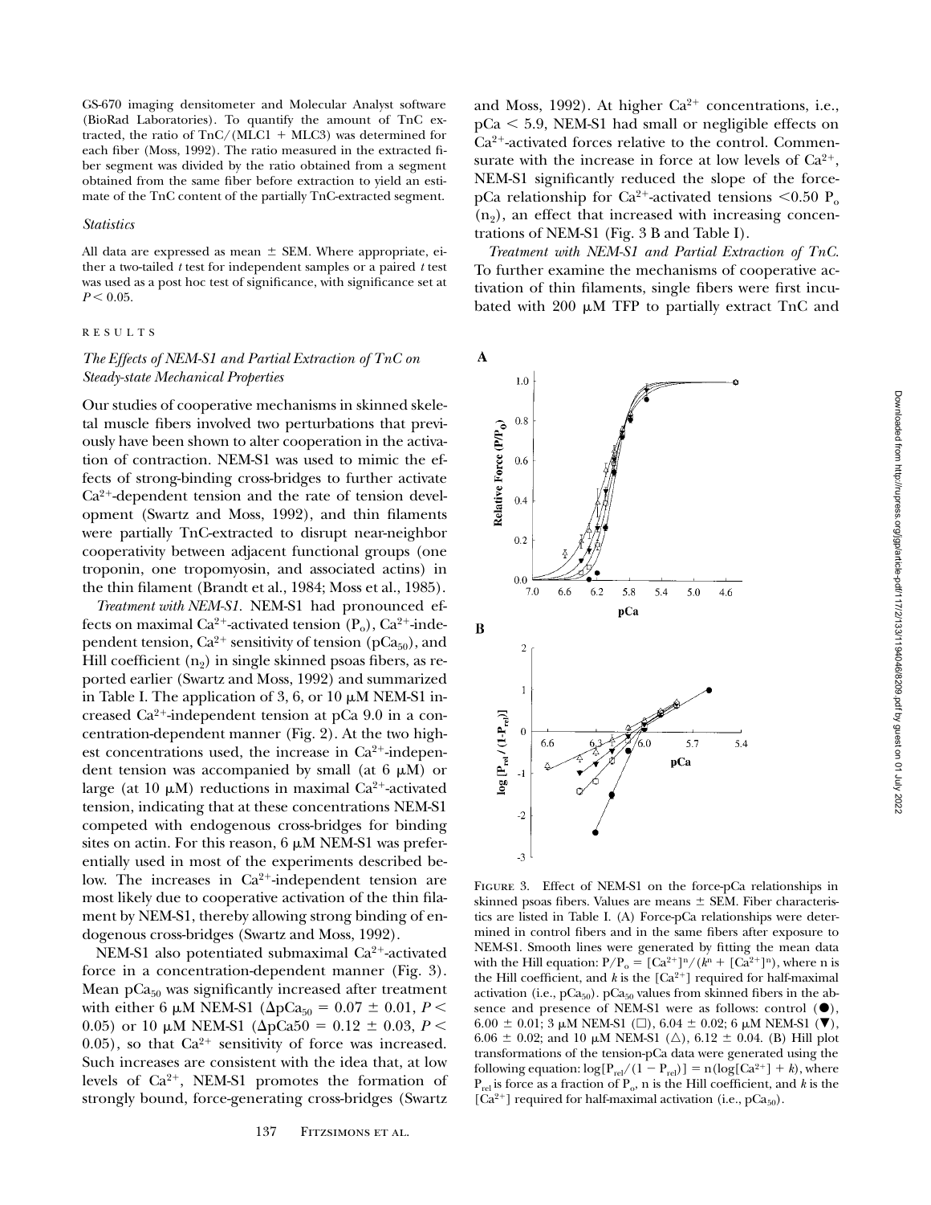GS-670 imaging densitometer and Molecular Analyst software (BioRad Laboratories). To quantify the amount of TnC extracted, the ratio of TnC/(MLC1 + MLC3) was determined for each fiber (Moss, 1992). The ratio measured in the extracted fiber segment was divided by the ratio obtained from a segment obtained from the same fiber before extraction to yield an estimate of the TnC content of the partially TnC-extracted segment.

### *Statistics*

All data are expressed as mean ± SEM. Where appropriate, either a two-tailed *t* test for independent samples or a paired *t* test was used as a post hoc test of significance, with significance set at $P < 0.05$.

## RESULTS

### *The Effects of NEM-S1 and Partial Extraction of TnC on Steady-state Mechanical Properties*

Our studies of cooperative mechanisms in skinned skeletal muscle fibers involved two perturbations that previously have been shown to alter cooperation in the activation of contraction. NEM-S1 was used to mimic the effects of strong-binding cross-bridges to further activate $Ca^{2+}$-dependent tension and the rate of tension development (Swartz and Moss, 1992), and thin filaments were partially TnC-extracted to disrupt near-neighbor cooperativity between adjacent functional groups (one troponin, one tropomyosin, and associated actins) in the thin filament (Brandt et al., 1984; Moss et al., 1985).

*Treatment with NEM-S1.* NEM-S1 had pronounced effects on maximal $Ca^{2+}$-activated tension ($P_o$), $Ca^{2+}$-independent tension, $Ca^{2+}$ sensitivity of tension ($pCa_{50}$), and Hill coefficient ($n_2$) in single skinned psoas fibers, as reported earlier (Swartz and Moss, 1992) and summarized in Table I. The application of 3, 6, or 10 μM NEM-S1 increased $Ca^{2+}$-independent tension at pCa 9.0 in a concentration-dependent manner (Fig. 2). At the two highest concentrations used, the increase in $Ca^{2+}$-independent tension was accompanied by small (at 6 μM) or large (at 10 μM) reductions in maximal $Ca^{2+}$-activated tension, indicating that at these concentrations NEM-S1 competed with endogenous cross-bridges for binding sites on actin. For this reason, 6 μM NEM-S1 was preferentially used in most of the experiments described below. The increases in $Ca^{2+}$-independent tension are most likely due to cooperative activation of the thin filament by NEM-S1, thereby allowing strong binding of endogenous cross-bridges (Swartz and Moss, 1992).

NEM-S1 also potentiated submaximal $Ca^{2+}$-activated force in a concentration-dependent manner (Fig. 3). Mean $pCa_{50}$ was significantly increased after treatment with either 6 μM NEM-S1 ($\Delta pCa_{50} = 0.07 \pm 0.01$, $P < 0.05$) or 10 μM NEM-S1 ($\Delta pCa50 = 0.12 \pm 0.03$, $P < 0.05$), so that $Ca^{2+}$ sensitivity of force was increased. Such increases are consistent with the idea that, at low levels of $Ca^{2+}$, NEM-S1 promotes the formation of strongly bound, force-generating cross-bridges (Swartz and Moss, 1992). At higher $Ca^{2+}$ concentrations, i.e., $pCa < 5.9$, NEM-S1 had small or negligible effects on $Ca^{2+}$-activated forces relative to the control. Commensurate with the increase in force at low levels of $Ca^{2+}$, NEM-S1 significantly reduced the slope of the force-pCa relationship for $Ca^{2+}$-activated tensions $<0.50\ P_o$ ($n_2$), an effect that increased with increasing concentrations of NEM-S1 (Fig. 3 B and Table I).

*Treatment with NEM-S1 and Partial Extraction of TnC.* To further examine the mechanisms of cooperative activation of thin filaments, single fibers were first incubated with 200 μM TFP to partially extract TnC and

FIGURE 3. Effect of NEM-S1 on the force-pCa relationships in skinned psoas fibers. Values are means ± SEM. Fiber characteristics are listed in Table I. (A) Force-pCa relationships were determined in control fibers and in the same fibers after exposure to NEM-S1. Smooth lines were generated by fitting the mean data with the Hill equation: $P/P_o = [Ca^{2+}]^n/(k^n + [Ca^{2+}]^n)$, where n is the Hill coefficient, and $k$ is the $[Ca^{2+}]$ required for half-maximal activation (i.e., $pCa_{50}$). $pCa_{50}$ values from skinned fibers in the absence and presence of NEM-S1 were as follows: control (●), 6.00 ± 0.01; 3 μM NEM-S1 (□), 6.04 ± 0.02; 6 μM NEM-S1 (▼), 6.06 ± 0.02; and 10 μM NEM-S1 (△), 6.12 ± 0.04. (B) Hill plot transformations of the tension-pCa data were generated using the following equation: $\log[P_{rel}/(1 - P_{rel})] = n(\log[Ca^{2+}] + k)$, where $P_{rel}$ is force as a fraction of $P_o$, n is the Hill coefficient, and $k$ is the $[Ca^{2+}]$ required for half-maximal activation (i.e., $pCa_{50}$).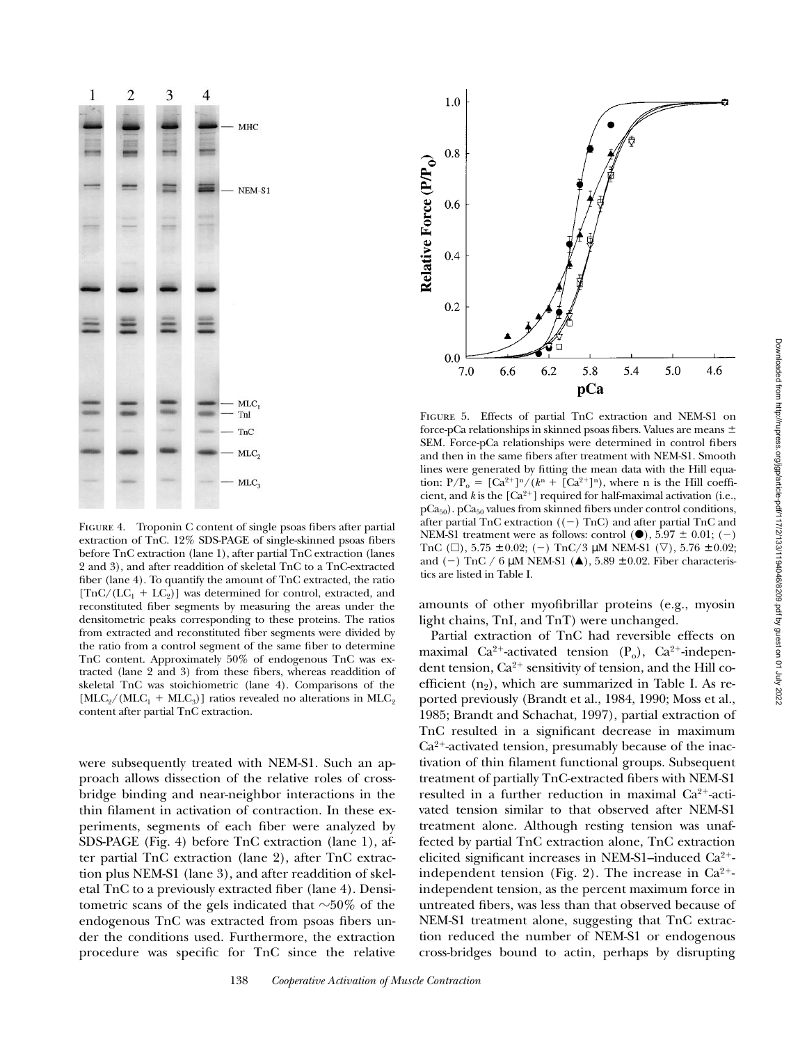FIGURE 4. Troponin C content of single psoas fibers after partial extraction of TnC. 12% SDS-PAGE of single-skinned psoas fibers before TnC extraction (lane 1), after partial TnC extraction (lanes 2 and 3), and after readdition of skeletal TnC to a TnC-extracted fiber (lane 4). To quantify the amount of TnC extracted, the ratio $[\mathrm{TnC}/(\mathrm{LC}_1 + \mathrm{LC}_2)]$ was determined for control, extracted, and reconstituted fiber segments by measuring the areas under the densitometric peaks corresponding to these proteins. The ratios from extracted and reconstituted fiber segments were divided by the ratio from a control segment of the same fiber to determine TnC content. Approximately 50% of endogenous TnC was extracted (lane 2 and 3) from these fibers, whereas readdition of skeletal TnC was stoichiometric (lane 4). Comparisons of the $[\mathrm{MLC}_2/(\mathrm{MLC}_1 + \mathrm{MLC}_3)]$ ratios revealed no alterations in $\mathrm{MLC}_2$ content after partial TnC extraction.

FIGURE 5. Effects of partial TnC extraction and NEM-S1 on force-pCa relationships in skinned psoas fibers. Values are means ± SEM. Force-pCa relationships were determined in control fibers and then in the same fibers after treatment with NEM-S1. Smooth lines were generated by fitting the mean data with the Hill equation: $P/P_o = [\mathrm{Ca}^{2+}]^n/(k^n + [\mathrm{Ca}^{2+}]^n)$, where n is the Hill coefficient, and $k$ is the $[\mathrm{Ca}^{2+}]$ required for half-maximal activation (i.e., $\mathrm{pCa}_{50}$). $\mathrm{pCa}_{50}$ values from skinned fibers under control conditions, after partial TnC extraction ((−) TnC) and after partial TnC and NEM-S1 treatment were as follows: control (●), 5.97 ± 0.01; (−) TnC (□), 5.75 ± 0.02; (−) TnC/3 μM NEM-S1 (▽), 5.76 ± 0.02; and (−) TnC / 6 μM NEM-S1 (▲), 5.89 ± 0.02. Fiber characteristics are listed in Table I.

were subsequently treated with NEM-S1. Such an approach allows dissection of the relative roles of cross-bridge binding and near-neighbor interactions in the thin filament in activation of contraction. In these experiments, segments of each fiber were analyzed by SDS-PAGE (Fig. 4) before TnC extraction (lane 1), after partial TnC extraction (lane 2), after TnC extraction plus NEM-S1 (lane 3), and after readdition of skeletal TnC to a previously extracted fiber (lane 4). Densitometric scans of the gels indicated that ~50% of the endogenous TnC was extracted from psoas fibers under the conditions used. Furthermore, the extraction procedure was specific for TnC since the relative amounts of other myofibrillar proteins (e.g., myosin light chains, TnI, and TnT) were unchanged.

Partial extraction of TnC had reversible effects on maximal $\mathrm{Ca}^{2+}$-activated tension ($P_o$), $\mathrm{Ca}^{2+}$-independent tension, $\mathrm{Ca}^{2+}$ sensitivity of tension, and the Hill coefficient ($n_2$), which are summarized in Table I. As reported previously (Brandt et al., 1984, 1990; Moss et al., 1985; Brandt and Schachat, 1997), partial extraction of TnC resulted in a significant decrease in maximum $\mathrm{Ca}^{2+}$-activated tension, presumably because of the inactivation of thin filament functional groups. Subsequent treatment of partially TnC-extracted fibers with NEM-S1 resulted in a further reduction in maximal $\mathrm{Ca}^{2+}$-activated tension similar to that observed after NEM-S1 treatment alone. Although resting tension was unaffected by partial TnC extraction alone, TnC extraction elicited significant increases in NEM-S1–induced $\mathrm{Ca}^{2+}$-independent tension (Fig. 2). The increase in $\mathrm{Ca}^{2+}$-independent tension, as the percent maximum force in untreated fibers, was less than that observed because of NEM-S1 treatment alone, suggesting that TnC extraction reduced the number of NEM-S1 or endogenous cross-bridges bound to actin, perhaps by disrupting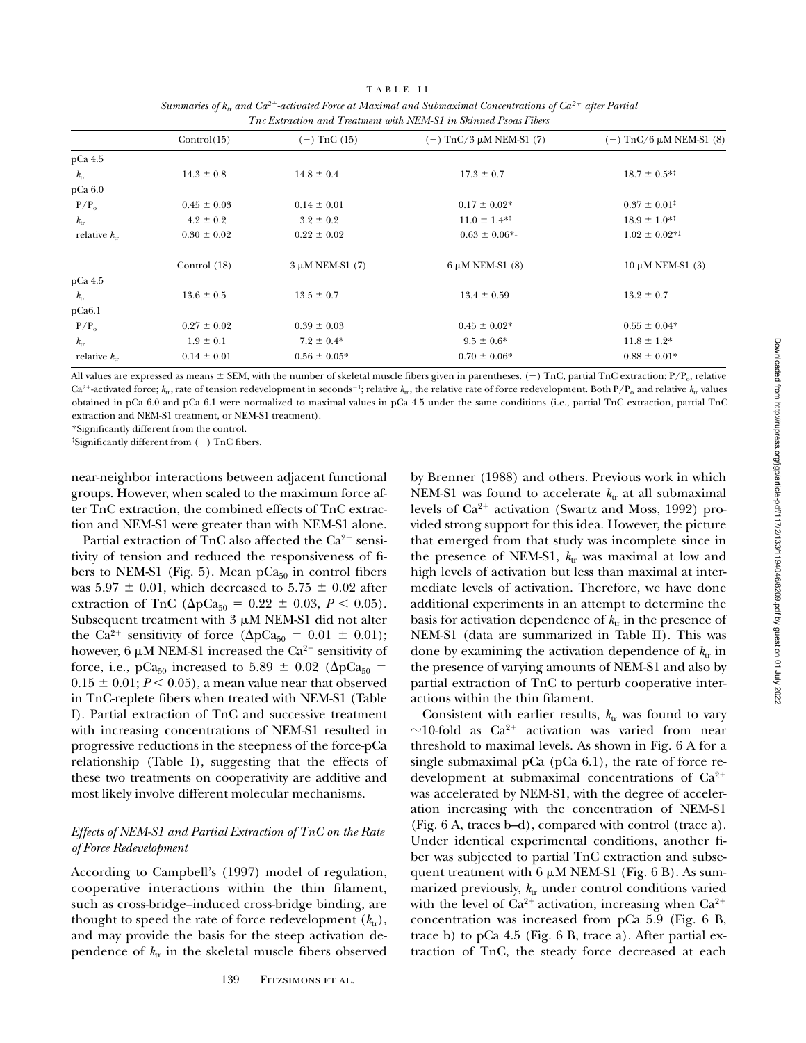TABLE II

*Summaries of $k_{tr}$ and $Ca^{2+}$-activated Force at Maximal and Submaximal Concentrations of $Ca^{2+}$ after Partial Tnc Extraction and Treatment with NEM-S1 in Skinned Psoas Fibers*

| | Control(15) | (−) TnC (15) | (−) TnC/3 μM NEM-S1 (7) | (−) TnC/6 μM NEM-S1 (8) |
|---|---|---|---|---|
| pCa 4.5 | | | | |
| $k_{tr}$ | 14.3 ± 0.8 | 14.8 ± 0.4 | 17.3 ± 0.7 | 18.7 ± 0.5*‡ |
| pCa 6.0 | | | | |
| $P/P_o$ | 0.45 ± 0.03 | 0.14 ± 0.01 | 0.17 ± 0.02* | 0.37 ± 0.01‡ |
| $k_{tr}$ | 4.2 ± 0.2 | 3.2 ± 0.2 | 11.0 ± 1.4*‡ | 18.9 ± 1.0*‡ |
| relative $k_{tr}$ | 0.30 ± 0.02 | 0.22 ± 0.02 | 0.63 ± 0.06*‡ | 1.02 ± 0.02*‡ |
| | Control (18) | 3 μM NEM-S1 (7) | 6 μM NEM-S1 (8) | 10 μM NEM-S1 (3) |
| pCa 4.5 | | | | |
| $k_{tr}$ | 13.6 ± 0.5 | 13.5 ± 0.7 | 13.4 ± 0.59 | 13.2 ± 0.7 |
| pCa6.1 | | | | |
| $P/P_o$ | 0.27 ± 0.02 | 0.39 ± 0.03 | 0.45 ± 0.02* | 0.55 ± 0.04* |
| $k_{tr}$ | 1.9 ± 0.1 | 7.2 ± 0.4* | 9.5 ± 0.6* | 11.8 ± 1.2* |
| relative $k_{tr}$ | 0.14 ± 0.01 | 0.56 ± 0.05* | 0.70 ± 0.06* | 0.88 ± 0.01* |

All values are expressed as means ± SEM, with the number of skeletal muscle fibers given in parentheses. (−) TnC, partial TnC extraction; $P/P_o$, relative $Ca^{2+}$-activated force; $k_{tr}$, rate of tension redevelopment in seconds$^{-1}$; relative $k_{tr}$, the relative rate of force redevelopment. Both $P/P_o$ and relative $k_{tr}$ values obtained in pCa 6.0 and pCa 6.1 were normalized to maximal values in pCa 4.5 under the same conditions (i.e., partial TnC extraction, partial TnC extraction and NEM-S1 treatment, or NEM-S1 treatment).

*Significantly different from the control.

‡Significantly different from (−) TnC fibers.

near-neighbor interactions between adjacent functional groups. However, when scaled to the maximum force after TnC extraction, the combined effects of TnC extraction and NEM-S1 were greater than with NEM-S1 alone.

Partial extraction of TnC also affected the $Ca^{2+}$ sensitivity of tension and reduced the responsiveness of fibers to NEM-S1 (Fig. 5). Mean $pCa_{50}$ in control fibers was 5.97 ± 0.01, which decreased to 5.75 ± 0.02 after extraction of TnC ($\Delta pCa_{50}$ = 0.22 ± 0.03, $P < 0.05$). Subsequent treatment with 3 μM NEM-S1 did not alter the $Ca^{2+}$ sensitivity of force ($\Delta pCa_{50}$ = 0.01 ± 0.01); however, 6 μM NEM-S1 increased the $Ca^{2+}$ sensitivity of force, i.e., $pCa_{50}$ increased to 5.89 ± 0.02 ($\Delta pCa_{50}$ = 0.15 ± 0.01; $P < 0.05$), a mean value near that observed in TnC-replete fibers when treated with NEM-S1 (Table I). Partial extraction of TnC and successive treatment with increasing concentrations of NEM-S1 resulted in progressive reductions in the steepness of the force-pCa relationship (Table I), suggesting that the effects of these two treatments on cooperativity are additive and most likely involve different molecular mechanisms.

### *Effects of NEM-S1 and Partial Extraction of TnC on the Rate of Force Redevelopment*

According to Campbell's (1997) model of regulation, cooperative interactions within the thin filament, such as cross-bridge–induced cross-bridge binding, are thought to speed the rate of force redevelopment ($k_{tr}$), and may provide the basis for the steep activation dependence of $k_{tr}$ in the skeletal muscle fibers observed by Brenner (1988) and others. Previous work in which NEM-S1 was found to accelerate $k_{tr}$ at all submaximal levels of $Ca^{2+}$ activation (Swartz and Moss, 1992) provided strong support for this idea. However, the picture that emerged from that study was incomplete since in the presence of NEM-S1, $k_{tr}$ was maximal at low and high levels of activation but less than maximal at intermediate levels of activation. Therefore, we have done additional experiments in an attempt to determine the basis for activation dependence of $k_{tr}$ in the presence of NEM-S1 (data are summarized in Table II). This was done by examining the activation dependence of $k_{tr}$ in the presence of varying amounts of NEM-S1 and also by partial extraction of TnC to perturb cooperative interactions within the thin filament.

Consistent with earlier results, $k_{tr}$ was found to vary ~10-fold as $Ca^{2+}$ activation was varied from near threshold to maximal levels. As shown in Fig. 6 A for a single submaximal pCa (pCa 6.1), the rate of force redevelopment at submaximal concentrations of $Ca^{2+}$ was accelerated by NEM-S1, with the degree of acceleration increasing with the concentration of NEM-S1 (Fig. 6 A, traces b–d), compared with control (trace a). Under identical experimental conditions, another fiber was subjected to partial TnC extraction and subsequent treatment with 6 μM NEM-S1 (Fig. 6 B). As summarized previously, $k_{tr}$ under control conditions varied with the level of $Ca^{2+}$ activation, increasing when $Ca^{2+}$ concentration was increased from pCa 5.9 (Fig. 6 B, trace b) to pCa 4.5 (Fig. 6 B, trace a). After partial extraction of TnC, the steady force decreased at each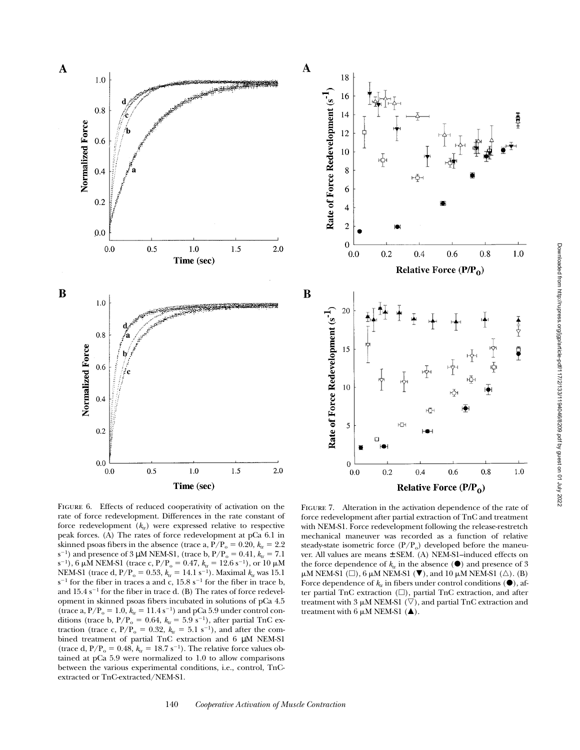FIGURE 6. Effects of reduced cooperativity of activation on the rate of force redevelopment. Differences in the rate constant of force redevelopment ($k_{tr}$) were expressed relative to respective peak forces. (A) The rates of force redevelopment at pCa 6.1 in skinned psoas fibers in the absence (trace a, $P/P_o = 0.20$, $k_{tr} = 2.2$ $s^{-1}$) and presence of 3 μM NEM-S1, (trace b, $P/P_o = 0.41$, $k_{tr} = 7.1$ $s^{-1}$), 6 μM NEM-S1 (trace c, $P/P_o = 0.47$, $k_{tr} = 12.6$ $s^{-1}$), or 10 μM NEM-S1 (trace d, $P/P_o = 0.53$, $k_{tr} = 14.1$ $s^{-1}$). Maximal $k_{tr}$ was 15.1 $s^{-1}$ for the fiber in traces a and c, 15.8 $s^{-1}$ for the fiber in trace b, and 15.4 $s^{-1}$ for the fiber in trace d. (B) The rates of force redevelopment in skinned psoas fibers incubated in solutions of pCa 4.5 (trace a, $P/P_o = 1.0$, $k_{tr} = 11.4$ $s^{-1}$) and pCa 5.9 under control conditions (trace b, $P/P_o = 0.64$, $k_{tr} = 5.9$ $s^{-1}$), after partial TnC extraction (trace c, $P/P_o = 0.32$, $k_{tr} = 5.1$ $s^{-1}$), and after the combined treatment of partial TnC extraction and 6 μM NEM-S1 (trace d, $P/P_o = 0.48$, $k_{tr} = 18.7$ $s^{-1}$). The relative force values obtained at pCa 5.9 were normalized to 1.0 to allow comparisons between the various experimental conditions, i.e., control, TnC-extracted or TnC-extracted/NEM-S1.

FIGURE 7. Alteration in the activation dependence of the rate of force redevelopment after partial extraction of TnC and treatment with NEM-S1. Force redevelopment following the release-restretch mechanical maneuver was recorded as a function of relative steady-state isometric force ($P/P_o$) developed before the maneuver. All values are means ± SEM. (A) NEM-S1–induced effects on the force dependence of $k_{tr}$ in the absence (●) and presence of 3 μM NEM-S1 (□), 6 μM NEM-S1 (▼), and 10 μM NEM-S1 (△). (B) Force dependence of $k_{tr}$ in fibers under control conditions (●), after partial TnC extraction (□), partial TnC extraction, and after treatment with 3 μM NEM-S1 (▽), and partial TnC extraction and treatment with 6 μM NEM-S1 (▲).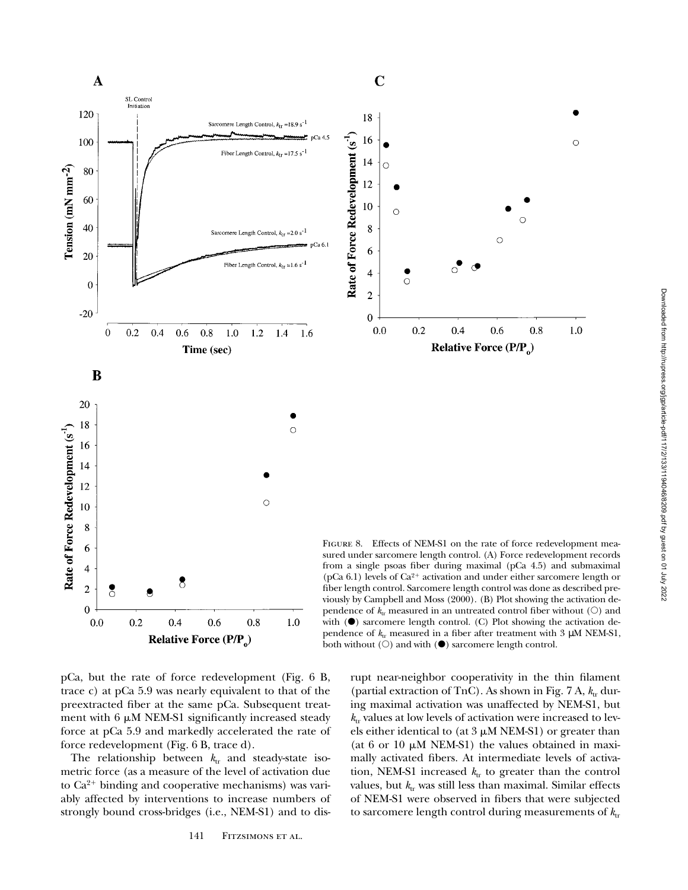FIGURE 8. Effects of NEM-S1 on the rate of force redevelopment measured under sarcomere length control. (A) Force redevelopment records from a single psoas fiber during maximal (pCa 4.5) and submaximal (pCa 6.1) levels of $Ca^{2+}$ activation and under either sarcomere length or fiber length control. Sarcomere length control was done as described previously by Campbell and Moss (2000). (B) Plot showing the activation dependence of $k_{tr}$ measured in an untreated control fiber without (○) and with (●) sarcomere length control. (C) Plot showing the activation dependence of $k_{tr}$ measured in a fiber after treatment with 3 μM NEM-S1, both without (○) and with (●) sarcomere length control.

pCa, but the rate of force redevelopment (Fig. 6 B, trace c) at pCa 5.9 was nearly equivalent to that of the preextracted fiber at the same pCa. Subsequent treatment with 6 μM NEM-S1 significantly increased steady force at pCa 5.9 and markedly accelerated the rate of force redevelopment (Fig. 6 B, trace d).

The relationship between $k_{tr}$ and steady-state isometric force (as a measure of the level of activation due to $Ca^{2+}$ binding and cooperative mechanisms) was variably affected by interventions to increase numbers of strongly bound cross-bridges (i.e., NEM-S1) and to disrupt near-neighbor cooperativity in the thin filament (partial extraction of TnC). As shown in Fig. 7 A, $k_{tr}$ during maximal activation was unaffected by NEM-S1, but $k_{tr}$ values at low levels of activation were increased to levels either identical to (at 3 μM NEM-S1) or greater than (at 6 or 10 μM NEM-S1) the values obtained in maximally activated fibers. At intermediate levels of activation, NEM-S1 increased $k_{tr}$ to greater than the control values, but $k_{tr}$ was still less than maximal. Similar effects of NEM-S1 were observed in fibers that were subjected to sarcomere length control during measurements of $k_{tr}$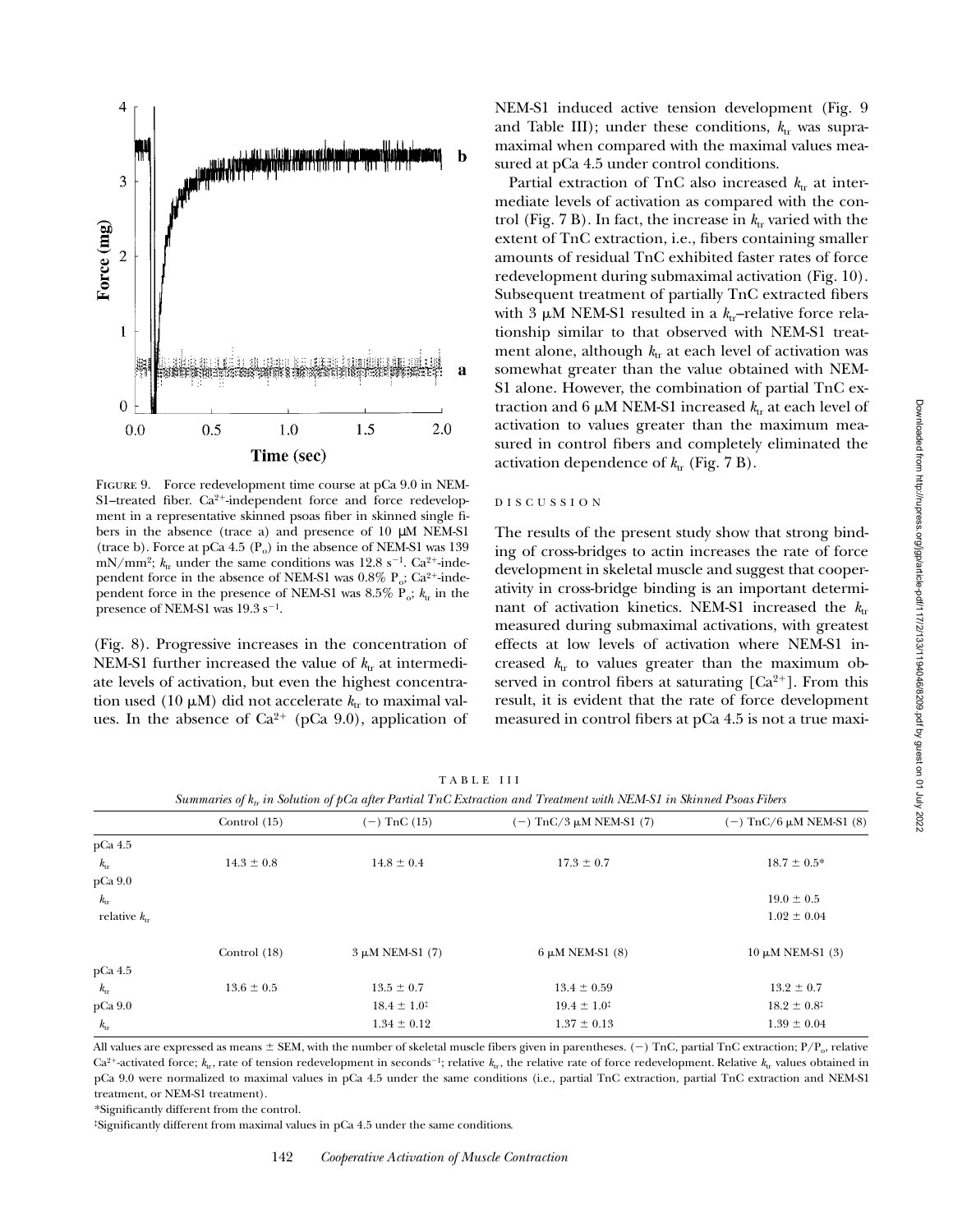FIGURE 9. Force redevelopment time course at pCa 9.0 in NEM-S1–treated fiber. $Ca^{2+}$-independent force and force redevelopment in a representative skinned psoas fiber in skinned single fibers in the absence (trace a) and presence of 10 μM NEM-S1 (trace b). Force at pCa 4.5 ($P_o$) in the absence of NEM-S1 was 139 mN/mm$^2$; $k_{tr}$ under the same conditions was 12.8 s$^{-1}$. $Ca^{2+}$-independent force in the absence of NEM-S1 was 0.8% $P_o$; $Ca^{2+}$-independent force in the presence of NEM-S1 was 8.5% $P_o$; $k_{tr}$ in the presence of NEM-S1 was 19.3 s$^{-1}$.

(Fig. 8). Progressive increases in the concentration of NEM-S1 further increased the value of $k_{tr}$ at intermediate levels of activation, but even the highest concentration used (10 μM) did not accelerate $k_{tr}$ to maximal values. In the absence of $Ca^{2+}$ (pCa 9.0), application of NEM-S1 induced active tension development (Fig. 9 and Table III); under these conditions, $k_{tr}$ was supramaximal when compared with the maximal values measured at pCa 4.5 under control conditions.

Partial extraction of TnC also increased $k_{tr}$ at intermediate levels of activation as compared with the control (Fig. 7 B). In fact, the increase in $k_{tr}$ varied with the extent of TnC extraction, i.e., fibers containing smaller amounts of residual TnC exhibited faster rates of force redevelopment during submaximal activation (Fig. 10). Subsequent treatment of partially TnC extracted fibers with 3 μM NEM-S1 resulted in a $k_{tr}$–relative force relationship similar to that observed with NEM-S1 treatment alone, although $k_{tr}$ at each level of activation was somewhat greater than the value obtained with NEM-S1 alone. However, the combination of partial TnC extraction and 6 μM NEM-S1 increased $k_{tr}$ at each level of activation to values greater than the maximum measured in control fibers and completely eliminated the activation dependence of $k_{tr}$ (Fig. 7 B).

## DISCUSSION

The results of the present study show that strong binding of cross-bridges to actin increases the rate of force development in skeletal muscle and suggest that cooperativity in cross-bridge binding is an important determinant of activation kinetics. NEM-S1 increased the $k_{tr}$ measured during submaximal activations, with greatest effects at low levels of activation where NEM-S1 increased $k_{tr}$ to values greater than the maximum observed in control fibers at saturating [$Ca^{2+}$]. From this result, it is evident that the rate of force development measured in control fibers at pCa 4.5 is not a true maxi-

TABLE III

*Summaries of $k_{tr}$ in Solution of pCa after Partial TnC Extraction and Treatment with NEM-S1 in Skinned Psoas Fibers*

| | Control (15) | (−) TnC (15) | (−) TnC/3 μM NEM-S1 (7) | (−) TnC/6 μM NEM-S1 (8) |
|---|---|---|---|---|
| pCa 4.5 | | | | |
| $k_{tr}$ | 14.3 ± 0.8 | 14.8 ± 0.4 | 17.3 ± 0.7 | 18.7 ± 0.5* |
| pCa 9.0 | | | | |
| $k_{tr}$ | | | | 19.0 ± 0.5 |
| relative $k_{tr}$ | | | | 1.02 ± 0.04 |
| | Control (18) | 3 μM NEM-S1 (7) | 6 μM NEM-S1 (8) | 10 μM NEM-S1 (3) |
| pCa 4.5 | | | | |
| $k_{tr}$ | 13.6 ± 0.5 | 13.5 ± 0.7 | 13.4 ± 0.59 | 13.2 ± 0.7 |
| pCa 9.0 | | 18.4 ± 1.0‡ | 19.4 ± 1.0‡ | 18.2 ± 0.8‡ |
| $k_{tr}$ | | 1.34 ± 0.12 | 1.37 ± 0.13 | 1.39 ± 0.04 |

All values are expressed as means ± SEM, with the number of skeletal muscle fibers given in parentheses. (−) TnC, partial TnC extraction; $P/P_o$, relative $Ca^{2+}$-activated force; $k_{tr}$, rate of tension redevelopment in seconds$^{-1}$; relative $k_{tr}$, the relative rate of force redevelopment. Relative $k_{tr}$ values obtained in pCa 9.0 were normalized to maximal values in pCa 4.5 under the same conditions (i.e., partial TnC extraction, partial TnC extraction and NEM-S1 treatment, or NEM-S1 treatment).

*Significantly different from the control.

‡Significantly different from maximal values in pCa 4.5 under the same conditions.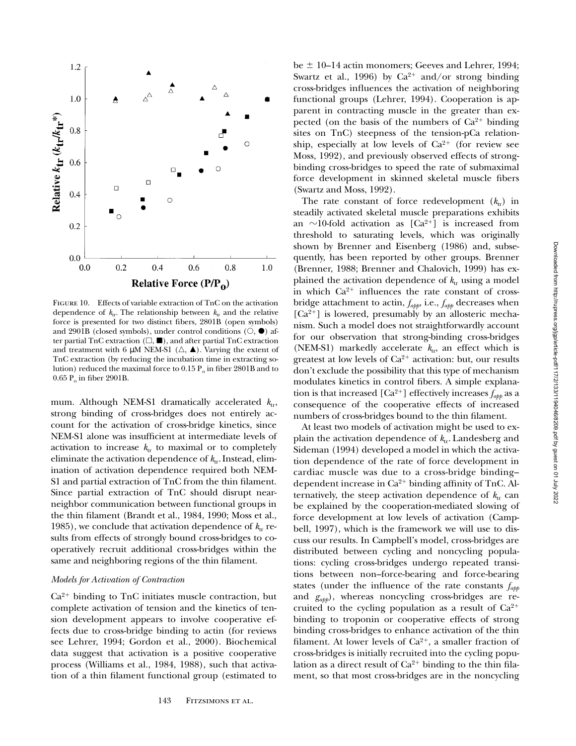FIGURE 10. Effects of variable extraction of TnC on the activation dependence of $k_{tr}$. The relationship between $k_{tr}$ and the relative force is presented for two distinct fibers, 2801B (open symbols) and 2901B (closed symbols), under control conditions (○, ●) after partial TnC extraction (□, ■), and after partial TnC extraction and treatment with 6 μM NEM-S1 (△, ▲). Varying the extent of TnC extraction (by reducing the incubation time in extracting solution) reduced the maximal force to 0.15 $P_o$ in fiber 2801B and to 0.65 $P_o$ in fiber 2901B.

mum. Although NEM-S1 dramatically accelerated $k_{tr}$, strong binding of cross-bridges does not entirely account for the activation of cross-bridge kinetics, since NEM-S1 alone was insufficient at intermediate levels of activation to increase $k_{tr}$ to maximal or to completely eliminate the activation dependence of $k_{tr}$. Instead, elimination of activation dependence required both NEM-S1 and partial extraction of TnC from the thin filament. Since partial extraction of TnC should disrupt near-neighbor communication between functional groups in the thin filament (Brandt et al., 1984, 1990; Moss et al., 1985), we conclude that activation dependence of $k_{tr}$ results from effects of strongly bound cross-bridges to cooperatively recruit additional cross-bridges within the same and neighboring regions of the thin filament.

### *Models for Activation of Contraction*

$Ca^{2+}$ binding to TnC initiates muscle contraction, but complete activation of tension and the kinetics of tension development appears to involve cooperative effects due to cross-bridge binding to actin (for reviews see Lehrer, 1994; Gordon et al., 2000). Biochemical data suggest that activation is a positive cooperative process (Williams et al., 1984, 1988), such that activation of a thin filament functional group (estimated to be ± 10–14 actin monomers; Geeves and Lehrer, 1994; Swartz et al., 1996) by $Ca^{2+}$ and/or strong binding cross-bridges influences the activation of neighboring functional groups (Lehrer, 1994). Cooperation is apparent in contracting muscle in the greater than expected (on the basis of the numbers of $Ca^{2+}$ binding sites on TnC) steepness of the tension-pCa relationship, especially at low levels of $Ca^{2+}$ (for review see Moss, 1992), and previously observed effects of strong-binding cross-bridges to speed the rate of submaximal force development in skinned skeletal muscle fibers (Swartz and Moss, 1992).

The rate constant of force redevelopment ($k_{tr}$) in steadily activated skeletal muscle preparations exhibits an ~10-fold activation as [$Ca^{2+}$] is increased from threshold to saturating levels, which was originally shown by Brenner and Eisenberg (1986) and, subsequently, has been reported by other groups. Brenner (Brenner, 1988; Brenner and Chalovich, 1999) has explained the activation dependence of $k_{tr}$ using a model in which $Ca^{2+}$ influences the rate constant of cross-bridge attachment to actin, $f_{app}$, i.e., $f_{app}$ decreases when [$Ca^{2+}$] is lowered, presumably by an allosteric mechanism. Such a model does not straightforwardly account for our observation that strong-binding cross-bridges (NEM-S1) markedly accelerate $k_{tr}$, an effect which is greatest at low levels of $Ca^{2+}$ activation: but, our results don't exclude the possibility that this type of mechanism modulates kinetics in control fibers. A simple explanation is that increased [$Ca^{2+}$] effectively increases $f_{app}$ as a consequence of the cooperative effects of increased numbers of cross-bridges bound to the thin filament.

At least two models of activation might be used to explain the activation dependence of $k_{tr}$. Landesberg and Sideman (1994) developed a model in which the activation dependence of the rate of force development in cardiac muscle was due to a cross-bridge binding–dependent increase in $Ca^{2+}$ binding affinity of TnC. Alternatively, the steep activation dependence of $k_{tr}$ can be explained by the cooperation-mediated slowing of force development at low levels of activation (Campbell, 1997), which is the framework we will use to discuss our results. In Campbell's model, cross-bridges are distributed between cycling and noncycling populations: cycling cross-bridges undergo repeated transitions between non–force-bearing and force-bearing states (under the influence of the rate constants $f_{app}$ and $g_{app}$), whereas noncycling cross-bridges are recruited to the cycling population as a result of $Ca^{2+}$ binding to troponin or cooperative effects of strong binding cross-bridges to enhance activation of the thin filament. At lower levels of $Ca^{2+}$, a smaller fraction of cross-bridges is initially recruited into the cycling population as a direct result of $Ca^{2+}$ binding to the thin filament, so that most cross-bridges are in the noncycling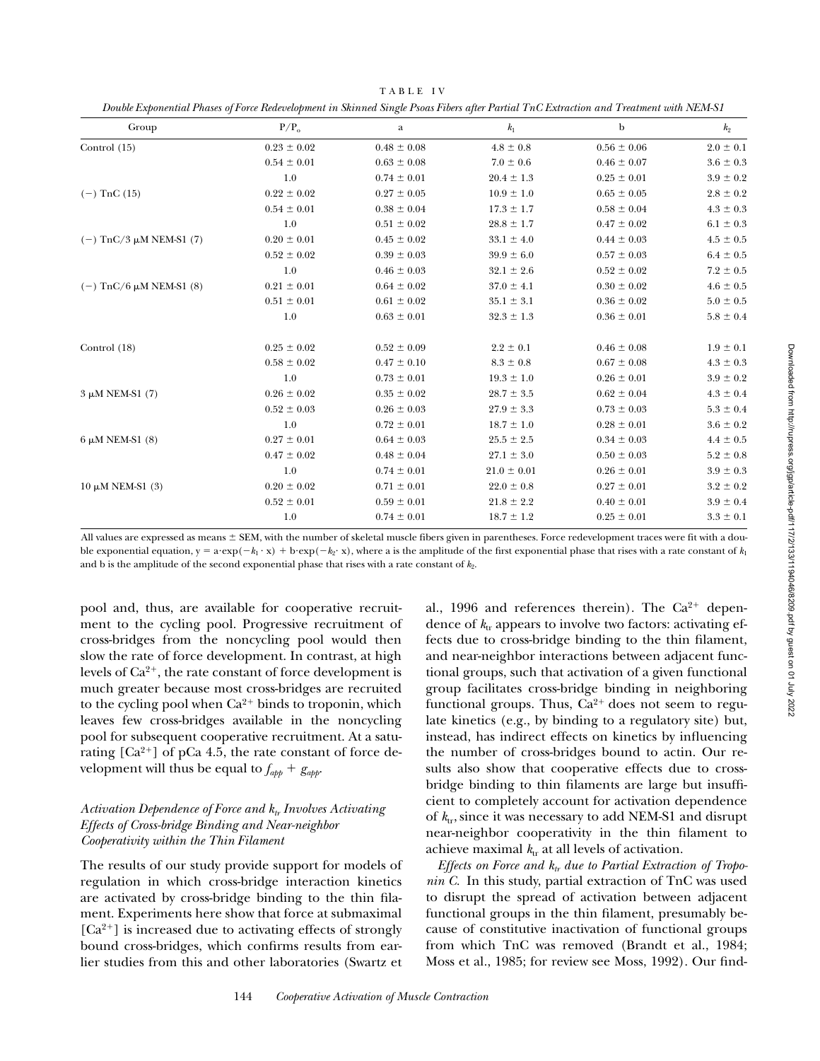TABLE IV

*Double Exponential Phases of Force Redevelopment in Skinned Single Psoas Fibers after Partial TnC Extraction and Treatment with NEM-S1*

| Group | $P/P_o$ | a | $k_1$ | b | $k_2$ |
|---|---|---|---|---|---|
| Control (15) | 0.23 ± 0.02 | 0.48 ± 0.08 | 4.8 ± 0.8 | 0.56 ± 0.06 | 2.0 ± 0.1 |
| | 0.54 ± 0.01 | 0.63 ± 0.08 | 7.0 ± 0.6 | 0.46 ± 0.07 | 3.6 ± 0.3 |
| | 1.0 | 0.74 ± 0.01 | 20.4 ± 1.3 | 0.25 ± 0.01 | 3.9 ± 0.2 |
| (−) TnC (15) | 0.22 ± 0.02 | 0.27 ± 0.05 | 10.9 ± 1.0 | 0.65 ± 0.05 | 2.8 ± 0.2 |
| | 0.54 ± 0.01 | 0.38 ± 0.04 | 17.3 ± 1.7 | 0.58 ± 0.04 | 4.3 ± 0.3 |
| | 1.0 | 0.51 ± 0.02 | 28.8 ± 1.7 | 0.47 ± 0.02 | 6.1 ± 0.3 |
| (−) TnC/3 μM NEM-S1 (7) | 0.20 ± 0.01 | 0.45 ± 0.02 | 33.1 ± 4.0 | 0.44 ± 0.03 | 4.5 ± 0.5 |
| | 0.52 ± 0.02 | 0.39 ± 0.03 | 39.9 ± 6.0 | 0.57 ± 0.03 | 6.4 ± 0.5 |
| | 1.0 | 0.46 ± 0.03 | 32.1 ± 2.6 | 0.52 ± 0.02 | 7.2 ± 0.5 |
| (−) TnC/6 μM NEM-S1 (8) | 0.21 ± 0.01 | 0.64 ± 0.02 | 37.0 ± 4.1 | 0.30 ± 0.02 | 4.6 ± 0.5 |
| | 0.51 ± 0.01 | 0.61 ± 0.02 | 35.1 ± 3.1 | 0.36 ± 0.02 | 5.0 ± 0.5 |
| | 1.0 | 0.63 ± 0.01 | 32.3 ± 1.3 | 0.36 ± 0.01 | 5.8 ± 0.4 |
| Control (18) | 0.25 ± 0.02 | 0.52 ± 0.09 | 2.2 ± 0.1 | 0.46 ± 0.08 | 1.9 ± 0.1 |
| | 0.58 ± 0.02 | 0.47 ± 0.10 | 8.3 ± 0.8 | 0.67 ± 0.08 | 4.3 ± 0.3 |
| | 1.0 | 0.73 ± 0.01 | 19.3 ± 1.0 | 0.26 ± 0.01 | 3.9 ± 0.2 |
| 3 μM NEM-S1 (7) | 0.26 ± 0.02 | 0.35 ± 0.02 | 28.7 ± 3.5 | 0.62 ± 0.04 | 4.3 ± 0.4 |
| | 0.52 ± 0.03 | 0.26 ± 0.03 | 27.9 ± 3.3 | 0.73 ± 0.03 | 5.3 ± 0.4 |
| | 1.0 | 0.72 ± 0.01 | 18.7 ± 1.0 | 0.28 ± 0.01 | 3.6 ± 0.2 |
| 6 μM NEM-S1 (8) | 0.27 ± 0.01 | 0.64 ± 0.03 | 25.5 ± 2.5 | 0.34 ± 0.03 | 4.4 ± 0.5 |
| | 0.47 ± 0.02 | 0.48 ± 0.04 | 27.1 ± 3.0 | 0.50 ± 0.03 | 5.2 ± 0.8 |
| | 1.0 | 0.74 ± 0.01 | 21.0 ± 0.01 | 0.26 ± 0.01 | 3.9 ± 0.3 |
| 10 μM NEM-S1 (3) | 0.20 ± 0.02 | 0.71 ± 0.01 | 22.0 ± 0.8 | 0.27 ± 0.01 | 3.2 ± 0.2 |
| | 0.52 ± 0.01 | 0.59 ± 0.01 | 21.8 ± 2.2 | 0.40 ± 0.01 | 3.9 ± 0.4 |
| | 1.0 | 0.74 ± 0.01 | 18.7 ± 1.2 | 0.25 ± 0.01 | 3.3 ± 0.1 |

All values are expressed as means ± SEM, with the number of skeletal muscle fibers given in parentheses. Force redevelopment traces were fit with a double exponential equation, $y = a \cdot \exp(-k_1 \cdot x) + b \cdot \exp(-k_2 \cdot x)$, where a is the amplitude of the first exponential phase that rises with a rate constant of $k_1$ and b is the amplitude of the second exponential phase that rises with a rate constant of $k_2$.

pool and, thus, are available for cooperative recruitment to the cycling pool. Progressive recruitment of cross-bridges from the noncycling pool would then slow the rate of force development. In contrast, at high levels of $Ca^{2+}$, the rate constant of force development is much greater because most cross-bridges are recruited to the cycling pool when $Ca^{2+}$ binds to troponin, which leaves few cross-bridges available in the noncycling pool for subsequent cooperative recruitment. At a saturating [$Ca^{2+}$] of pCa 4.5, the rate constant of force development will thus be equal to $f_{app} + g_{app}$.

### *Activation Dependence of Force and $k_{tr}$ Involves Activating Effects of Cross-bridge Binding and Near-neighbor Cooperativity within the Thin Filament*

The results of our study provide support for models of regulation in which cross-bridge interaction kinetics are activated by cross-bridge binding to the thin filament. Experiments here show that force at submaximal [$Ca^{2+}$] is increased due to activating effects of strongly bound cross-bridges, which confirms results from earlier studies from this and other laboratories (Swartz et al., 1996 and references therein). The $Ca^{2+}$ dependence of $k_{tr}$ appears to involve two factors: activating effects due to cross-bridge binding to the thin filament, and near-neighbor interactions between adjacent functional groups, such that activation of a given functional group facilitates cross-bridge binding in neighboring functional groups. Thus, $Ca^{2+}$ does not seem to regulate kinetics (e.g., by binding to a regulatory site) but, instead, has indirect effects on kinetics by influencing the number of cross-bridges bound to actin. Our results also show that cooperative effects due to cross-bridge binding to thin filaments are large but insufficient to completely account for activation dependence of $k_{tr}$, since it was necessary to add NEM-S1 and disrupt near-neighbor cooperativity in the thin filament to achieve maximal $k_{tr}$ at all levels of activation.

*Effects on Force and $k_{tr}$ due to Partial Extraction of Troponin C.* In this study, partial extraction of TnC was used to disrupt the spread of activation between adjacent functional groups in the thin filament, presumably because of constitutive inactivation of functional groups from which TnC was removed (Brandt et al., 1984; Moss et al., 1985; for review see Moss, 1992). Our find-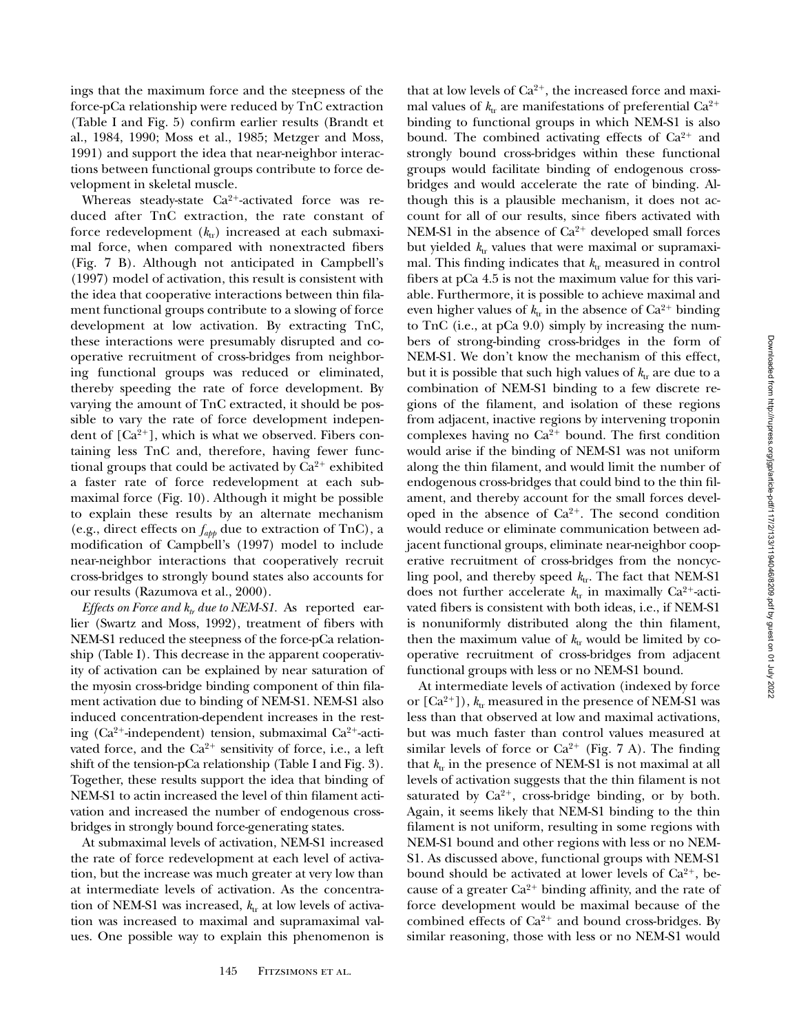ings that the maximum force and the steepness of the force-pCa relationship were reduced by TnC extraction (Table I and Fig. 5) confirm earlier results (Brandt et al., 1984, 1990; Moss et al., 1985; Metzger and Moss, 1991) and support the idea that near-neighbor interactions between functional groups contribute to force development in skeletal muscle.

Whereas steady-state $Ca^{2+}$-activated force was reduced after TnC extraction, the rate constant of force redevelopment ($k_{tr}$) increased at each submaximal force, when compared with nonextracted fibers (Fig. 7 B). Although not anticipated in Campbell's (1997) model of activation, this result is consistent with the idea that cooperative interactions between thin filament functional groups contribute to a slowing of force development at low activation. By extracting TnC, these interactions were presumably disrupted and cooperative recruitment of cross-bridges from neighboring functional groups was reduced or eliminated, thereby speeding the rate of force development. By varying the amount of TnC extracted, it should be possible to vary the rate of force development independent of [$Ca^{2+}$], which is what we observed. Fibers containing less TnC and, therefore, having fewer functional groups that could be activated by $Ca^{2+}$ exhibited a faster rate of force redevelopment at each submaximal force (Fig. 10). Although it might be possible to explain these results by an alternate mechanism (e.g., direct effects on $f_{app}$ due to extraction of TnC), a modification of Campbell's (1997) model to include near-neighbor interactions that cooperatively recruit cross-bridges to strongly bound states also accounts for our results (Razumova et al., 2000).

*Effects on Force and $k_{tr}$ due to NEM-S1.* As reported earlier (Swartz and Moss, 1992), treatment of fibers with NEM-S1 reduced the steepness of the force-pCa relationship (Table I). This decrease in the apparent cooperativity of activation can be explained by near saturation of the myosin cross-bridge binding component of thin filament activation due to binding of NEM-S1. NEM-S1 also induced concentration-dependent increases in the resting ($Ca^{2+}$-independent) tension, submaximal $Ca^{2+}$-activated force, and the $Ca^{2+}$ sensitivity of force, i.e., a left shift of the tension-pCa relationship (Table I and Fig. 3). Together, these results support the idea that binding of NEM-S1 to actin increased the level of thin filament activation and increased the number of endogenous cross-bridges in strongly bound force-generating states.

At submaximal levels of activation, NEM-S1 increased the rate of force redevelopment at each level of activation, but the increase was much greater at very low than at intermediate levels of activation. As the concentration of NEM-S1 was increased, $k_{tr}$ at low levels of activation was increased to maximal and supramaximal values. One possible way to explain this phenomenon is that at low levels of $Ca^{2+}$, the increased force and maximal values of $k_{tr}$ are manifestations of preferential $Ca^{2+}$ binding to functional groups in which NEM-S1 is also bound. The combined activating effects of $Ca^{2+}$ and strongly bound cross-bridges within these functional groups would facilitate binding of endogenous cross-bridges and would accelerate the rate of binding. Although this is a plausible mechanism, it does not account for all of our results, since fibers activated with NEM-S1 in the absence of $Ca^{2+}$ developed small forces but yielded $k_{tr}$ values that were maximal or supramaximal. This finding indicates that $k_{tr}$ measured in control fibers at pCa 4.5 is not the maximum value for this variable. Furthermore, it is possible to achieve maximal and even higher values of $k_{tr}$ in the absence of $Ca^{2+}$ binding to TnC (i.e., at pCa 9.0) simply by increasing the numbers of strong-binding cross-bridges in the form of NEM-S1. We don't know the mechanism of this effect, but it is possible that such high values of $k_{tr}$ are due to a combination of NEM-S1 binding to a few discrete regions of the filament, and isolation of these regions from adjacent, inactive regions by intervening troponin complexes having no $Ca^{2+}$ bound. The first condition would arise if the binding of NEM-S1 was not uniform along the thin filament, and would limit the number of endogenous cross-bridges that could bind to the thin filament, and thereby account for the small forces developed in the absence of $Ca^{2+}$. The second condition would reduce or eliminate communication between adjacent functional groups, eliminate near-neighbor cooperative recruitment of cross-bridges from the noncycling pool, and thereby speed $k_{tr}$. The fact that NEM-S1 does not further accelerate $k_{tr}$ in maximally $Ca^{2+}$-activated fibers is consistent with both ideas, i.e., if NEM-S1 is nonuniformly distributed along the thin filament, then the maximum value of $k_{tr}$ would be limited by cooperative recruitment of cross-bridges from adjacent functional groups with less or no NEM-S1 bound.

At intermediate levels of activation (indexed by force or [$Ca^{2+}$]), $k_{tr}$ measured in the presence of NEM-S1 was less than that observed at low and maximal activations, but was much faster than control values measured at similar levels of force or $Ca^{2+}$ (Fig. 7 A). The finding that $k_{tr}$ in the presence of NEM-S1 is not maximal at all levels of activation suggests that the thin filament is not saturated by $Ca^{2+}$, cross-bridge binding, or by both. Again, it seems likely that NEM-S1 binding to the thin filament is not uniform, resulting in some regions with NEM-S1 bound and other regions with less or no NEM-S1. As discussed above, functional groups with NEM-S1 bound should be activated at lower levels of $Ca^{2+}$, because of a greater $Ca^{2+}$ binding affinity, and the rate of force development would be maximal because of the combined effects of $Ca^{2+}$ and bound cross-bridges. By similar reasoning, those with less or no NEM-S1 would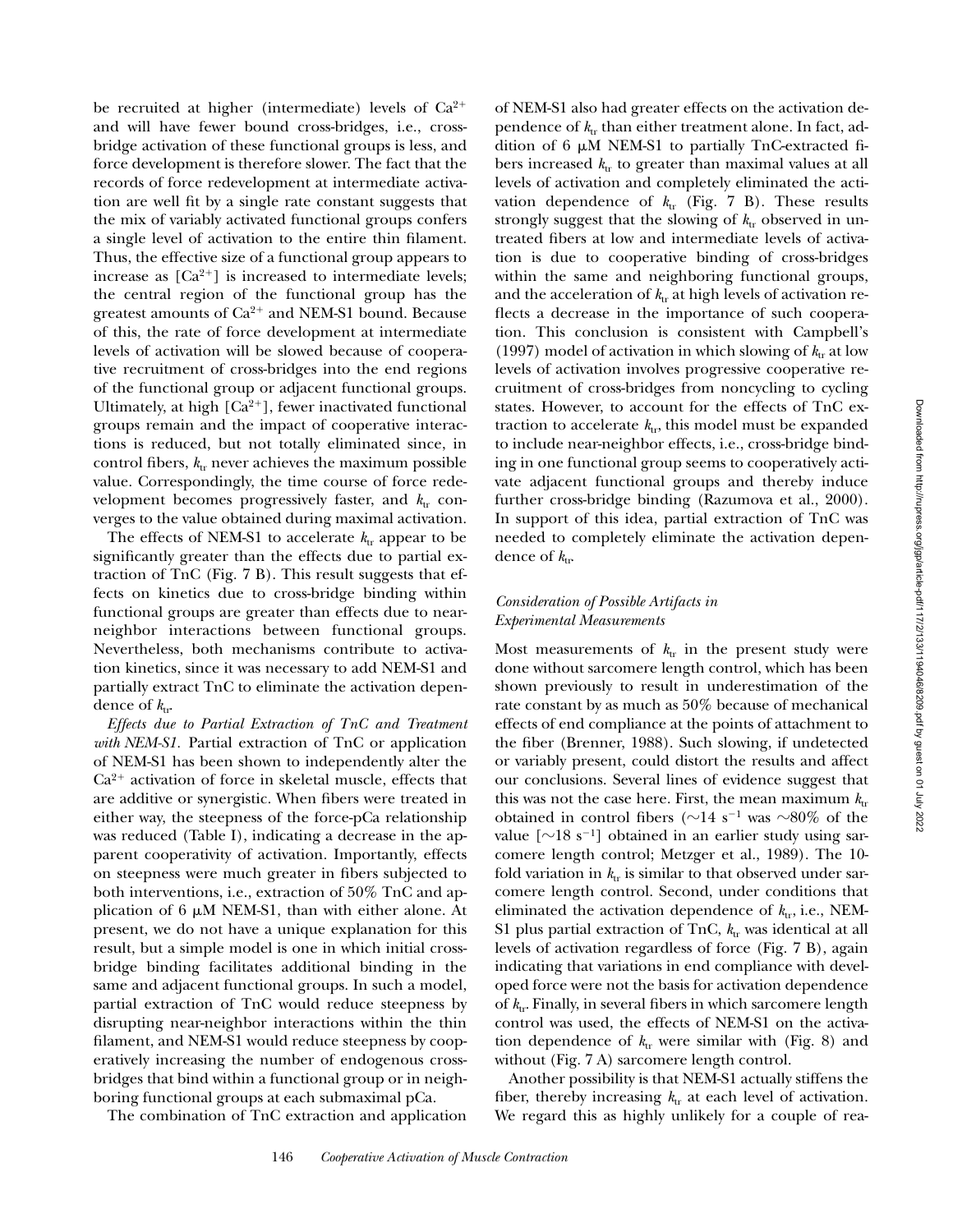be recruited at higher (intermediate) levels of $Ca^{2+}$ and will have fewer bound cross-bridges, i.e., cross-bridge activation of these functional groups is less, and force development is therefore slower. The fact that the records of force redevelopment at intermediate activation are well fit by a single rate constant suggests that the mix of variably activated functional groups confers a single level of activation to the entire thin filament. Thus, the effective size of a functional group appears to increase as $[Ca^{2+}]$ is increased to intermediate levels; the central region of the functional group has the greatest amounts of $Ca^{2+}$ and NEM-S1 bound. Because of this, the rate of force development at intermediate levels of activation will be slowed because of cooperative recruitment of cross-bridges into the end regions of the functional group or adjacent functional groups. Ultimately, at high $[Ca^{2+}]$, fewer inactivated functional groups remain and the impact of cooperative interactions is reduced, but not totally eliminated since, in control fibers, $k_{tr}$ never achieves the maximum possible value. Correspondingly, the time course of force redevelopment becomes progressively faster, and $k_{tr}$ converges to the value obtained during maximal activation.

The effects of NEM-S1 to accelerate $k_{tr}$ appear to be significantly greater than the effects due to partial extraction of TnC (Fig. 7 B). This result suggests that effects on kinetics due to cross-bridge binding within functional groups are greater than effects due to near-neighbor interactions between functional groups. Nevertheless, both mechanisms contribute to activation kinetics, since it was necessary to add NEM-S1 and partially extract TnC to eliminate the activation dependence of $k_{tr}$.

*Effects due to Partial Extraction of TnC and Treatment with NEM-S1.* Partial extraction of TnC or application of NEM-S1 has been shown to independently alter the $Ca^{2+}$ activation of force in skeletal muscle, effects that are additive or synergistic. When fibers were treated in either way, the steepness of the force-pCa relationship was reduced (Table I), indicating a decrease in the apparent cooperativity of activation. Importantly, effects on steepness were much greater in fibers subjected to both interventions, i.e., extraction of 50% TnC and application of 6 μM NEM-S1, than with either alone. At present, we do not have a unique explanation for this result, but a simple model is one in which initial cross-bridge binding facilitates additional binding in the same and adjacent functional groups. In such a model, partial extraction of TnC would reduce steepness by disrupting near-neighbor interactions within the thin filament, and NEM-S1 would reduce steepness by cooperatively increasing the number of endogenous cross-bridges that bind within a functional group or in neighboring functional groups at each submaximal pCa.

The combination of TnC extraction and application of NEM-S1 also had greater effects on the activation dependence of $k_{tr}$ than either treatment alone. In fact, addition of 6 μM NEM-S1 to partially TnC-extracted fibers increased $k_{tr}$ to greater than maximal values at all levels of activation and completely eliminated the activation dependence of $k_{tr}$ (Fig. 7 B). These results strongly suggest that the slowing of $k_{tr}$ observed in untreated fibers at low and intermediate levels of activation is due to cooperative binding of cross-bridges within the same and neighboring functional groups, and the acceleration of $k_{tr}$ at high levels of activation reflects a decrease in the importance of such cooperation. This conclusion is consistent with Campbell's (1997) model of activation in which slowing of $k_{tr}$ at low levels of activation involves progressive cooperative recruitment of cross-bridges from noncycling to cycling states. However, to account for the effects of TnC extraction to accelerate $k_{tr}$, this model must be expanded to include near-neighbor effects, i.e., cross-bridge binding in one functional group seems to cooperatively activate adjacent functional groups and thereby induce further cross-bridge binding (Razumova et al., 2000). In support of this idea, partial extraction of TnC was needed to completely eliminate the activation dependence of $k_{tr}$.

### *Consideration of Possible Artifacts in Experimental Measurements*

Most measurements of $k_{tr}$ in the present study were done without sarcomere length control, which has been shown previously to result in underestimation of the rate constant by as much as 50% because of mechanical effects of end compliance at the points of attachment to the fiber (Brenner, 1988). Such slowing, if undetected or variably present, could distort the results and affect our conclusions. Several lines of evidence suggest that this was not the case here. First, the mean maximum $k_{tr}$ obtained in control fibers (~14 $s^{-1}$ was ~80% of the value [~18 $s^{-1}$] obtained in an earlier study using sarcomere length control; Metzger et al., 1989). The 10-fold variation in $k_{tr}$ is similar to that observed under sarcomere length control. Second, under conditions that eliminated the activation dependence of $k_{tr}$, i.e., NEM-S1 plus partial extraction of TnC, $k_{tr}$ was identical at all levels of activation regardless of force (Fig. 7 B), again indicating that variations in end compliance with developed force were not the basis for activation dependence of $k_{tr}$. Finally, in several fibers in which sarcomere length control was used, the effects of NEM-S1 on the activation dependence of $k_{tr}$ were similar with (Fig. 8) and without (Fig. 7 A) sarcomere length control.

Another possibility is that NEM-S1 actually stiffens the fiber, thereby increasing $k_{tr}$ at each level of activation. We regard this as highly unlikely for a couple of rea-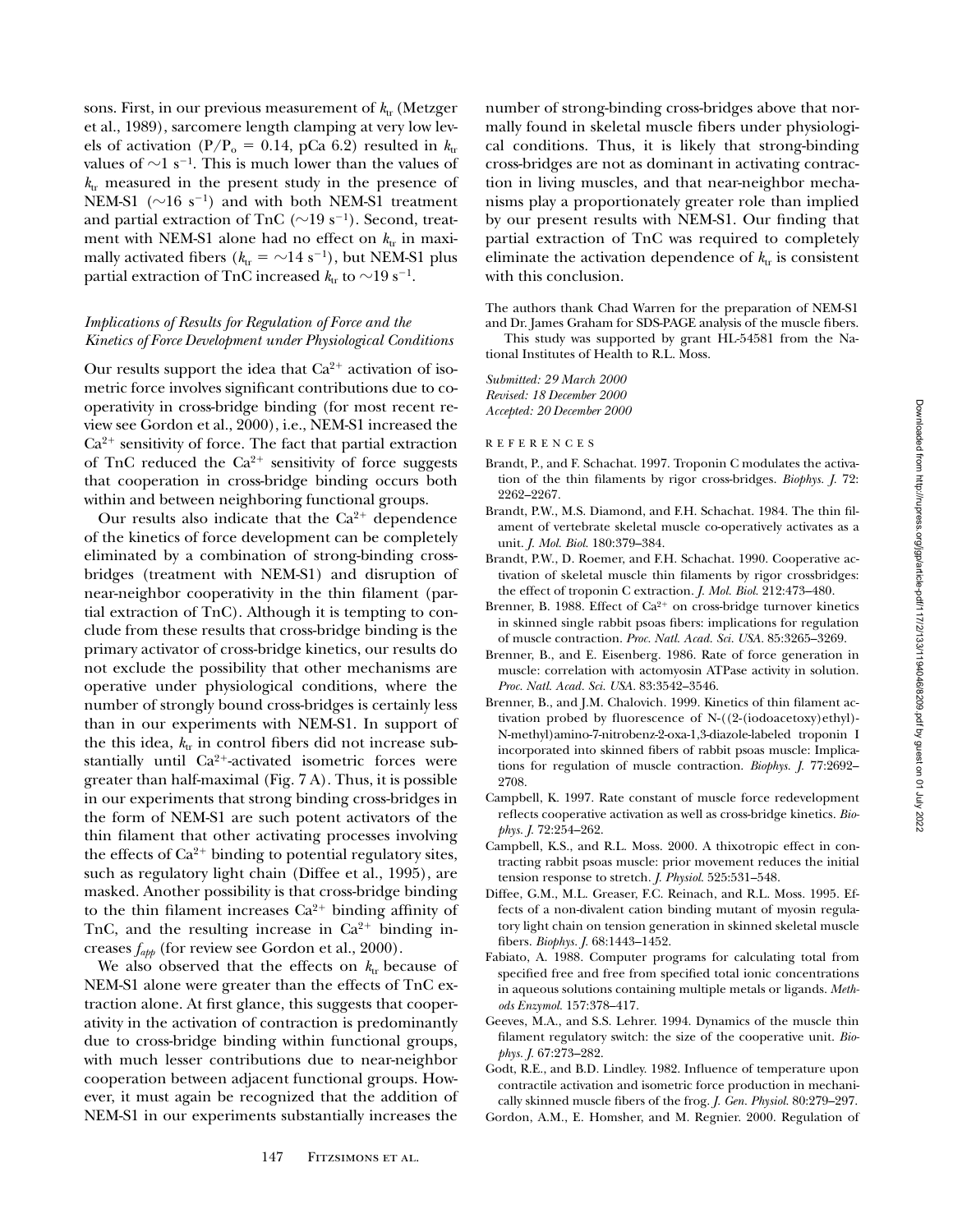sons. First, in our previous measurement of $k_{tr}$ (Metzger et al., 1989), sarcomere length clamping at very low levels of activation ($P/P_o = 0.14$, pCa 6.2) resulted in $k_{tr}$ values of $\sim 1\ s^{-1}$. This is much lower than the values of $k_{tr}$ measured in the present study in the presence of NEM-S1 ($\sim 16\ s^{-1}$) and with both NEM-S1 treatment and partial extraction of TnC ($\sim 19\ s^{-1}$). Second, treatment with NEM-S1 alone had no effect on $k_{tr}$ in maximally activated fibers ($k_{tr} = \sim 14\ s^{-1}$), but NEM-S1 plus partial extraction of TnC increased $k_{tr}$ to $\sim 19\ s^{-1}$.

### *Implications of Results for Regulation of Force and the Kinetics of Force Development under Physiological Conditions*

Our results support the idea that $Ca^{2+}$ activation of isometric force involves significant contributions due to cooperativity in cross-bridge binding (for most recent review see Gordon et al., 2000), i.e., NEM-S1 increased the $Ca^{2+}$ sensitivity of force. The fact that partial extraction of TnC reduced the $Ca^{2+}$ sensitivity of force suggests that cooperation in cross-bridge binding occurs both within and between neighboring functional groups.

Our results also indicate that the $Ca^{2+}$ dependence of the kinetics of force development can be completely eliminated by a combination of strong-binding cross-bridges (treatment with NEM-S1) and disruption of near-neighbor cooperativity in the thin filament (partial extraction of TnC). Although it is tempting to conclude from these results that cross-bridge binding is the primary activator of cross-bridge kinetics, our results do not exclude the possibility that other mechanisms are operative under physiological conditions, where the number of strongly bound cross-bridges is certainly less than in our experiments with NEM-S1. In support of the this idea, $k_{tr}$ in control fibers did not increase substantially until $Ca^{2+}$-activated isometric forces were greater than half-maximal (Fig. 7 A). Thus, it is possible in our experiments that strong binding cross-bridges in the form of NEM-S1 are such potent activators of the thin filament that other activating processes involving the effects of $Ca^{2+}$ binding to potential regulatory sites, such as regulatory light chain (Diffee et al., 1995), are masked. Another possibility is that cross-bridge binding to the thin filament increases $Ca^{2+}$ binding affinity of TnC, and the resulting increase in $Ca^{2+}$ binding increases $f_{app}$ (for review see Gordon et al., 2000).

We also observed that the effects on $k_{tr}$ because of NEM-S1 alone were greater than the effects of TnC extraction alone. At first glance, this suggests that cooperativity in the activation of contraction is predominantly due to cross-bridge binding within functional groups, with much lesser contributions due to near-neighbor cooperation between adjacent functional groups. However, it must again be recognized that the addition of NEM-S1 in our experiments substantially increases the number of strong-binding cross-bridges above that normally found in skeletal muscle fibers under physiological conditions. Thus, it is likely that strong-binding cross-bridges are not as dominant in activating contraction in living muscles, and that near-neighbor mechanisms play a proportionately greater role than implied by our present results with NEM-S1. Our finding that partial extraction of TnC was required to completely eliminate the activation dependence of $k_{tr}$ is consistent with this conclusion.

The authors thank Chad Warren for the preparation of NEM-S1 and Dr. James Graham for SDS-PAGE analysis of the muscle fibers.

This study was supported by grant HL-54581 from the National Institutes of Health to R.L. Moss.

*Submitted: 29 March 2000*
*Revised: 18 December 2000*
*Accepted: 20 December 2000*

## REFERENCES

Brandt, P., and F. Schachat. 1997. Troponin C modulates the activation of the thin filaments by rigor cross-bridges. *Biophys. J.* 72:2262–2267.

Brandt, P.W., M.S. Diamond, and F.H. Schachat. 1984. The thin filament of vertebrate skeletal muscle co-operatively activates as a unit. *J. Mol. Biol.* 180:379–384.

Brandt, P.W., D. Roemer, and F.H. Schachat. 1990. Cooperative activation of skeletal muscle thin filaments by rigor crossbridges: the effect of troponin C extraction. *J. Mol. Biol.* 212:473–480.

Brenner, B. 1988. Effect of $Ca^{2+}$ on cross-bridge turnover kinetics in skinned single rabbit psoas fibers: implications for regulation of muscle contraction. *Proc. Natl. Acad. Sci. USA.* 85:3265–3269.

Brenner, B., and E. Eisenberg. 1986. Rate of force generation in muscle: correlation with actomyosin ATPase activity in solution. *Proc. Natl. Acad. Sci. USA.* 83:3542–3546.

Brenner, B., and J.M. Chalovich. 1999. Kinetics of thin filament activation probed by fluorescence of N-((2-(iodoacetoxy)ethyl)-N-methyl)amino-7-nitrobenz-2-oxa-1,3-diazole-labeled troponin I incorporated into skinned fibers of rabbit psoas muscle: Implications for regulation of muscle contraction. *Biophys. J.* 77:2692–2708.

Campbell, K. 1997. Rate constant of muscle force redevelopment reflects cooperative activation as well as cross-bridge kinetics. *Biophys. J.* 72:254–262.

Campbell, K.S., and R.L. Moss. 2000. A thixotropic effect in contracting rabbit psoas muscle: prior movement reduces the initial tension response to stretch. *J. Physiol.* 525:531–548.

Diffee, G.M., M.L. Greaser, F.C. Reinach, and R.L. Moss. 1995. Effects of a non-divalent cation binding mutant of myosin regulatory light chain on tension generation in skinned skeletal muscle fibers. *Biophys. J.* 68:1443–1452.

Fabiato, A. 1988. Computer programs for calculating total from specified free and free from specified total ionic concentrations in aqueous solutions containing multiple metals or ligands. *Methods Enzymol.* 157:378–417.

Geeves, M.A., and S.S. Lehrer. 1994. Dynamics of the muscle thin filament regulatory switch: the size of the cooperative unit. *Biophys. J.* 67:273–282.

Godt, R.E., and B.D. Lindley. 1982. Influence of temperature upon contractile activation and isometric force production in mechanically skinned muscle fibers of the frog. *J. Gen. Physiol.* 80:279–297.

Gordon, A.M., E. Homsher, and M. Regnier. 2000. Regulation of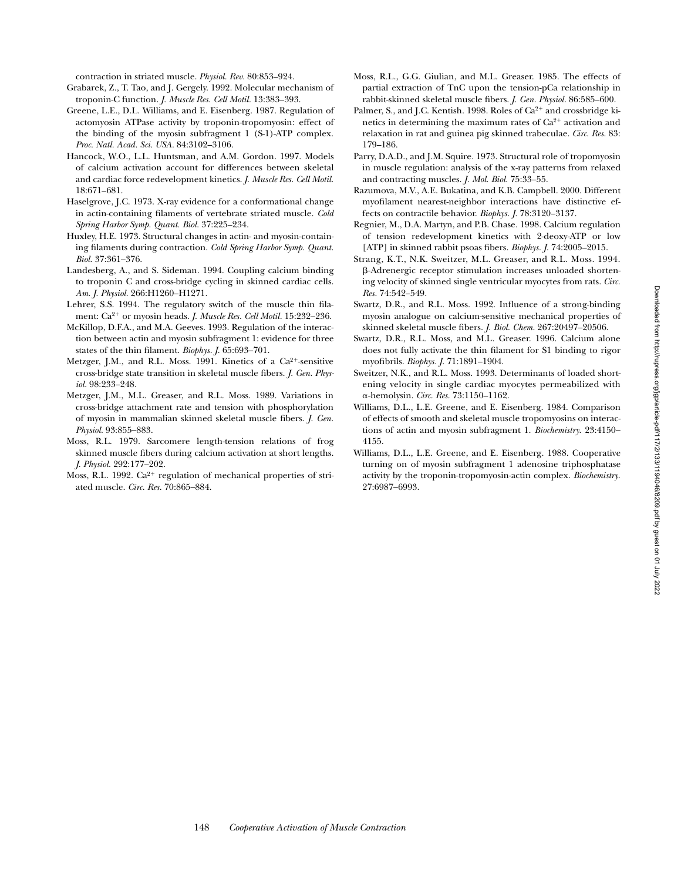contraction in striated muscle. *Physiol. Rev.* 80:853–924.

Grabarek, Z., T. Tao, and J. Gergely. 1992. Molecular mechanism of troponin-C function. *J. Muscle Res. Cell Motil.* 13:383–393.

Greene, L.E., D.L. Williams, and E. Eisenberg. 1987. Regulation of actomyosin ATPase activity by troponin-tropomyosin: effect of the binding of the myosin subfragment 1 (S-1)-ATP complex. *Proc. Natl. Acad. Sci. USA.* 84:3102–3106.

Hancock, W.O., L.L. Huntsman, and A.M. Gordon. 1997. Models of calcium activation account for differences between skeletal and cardiac force redevelopment kinetics. *J. Muscle Res. Cell Motil.* 18:671–681.

Haselgrove, J.C. 1973. X-ray evidence for a conformational change in actin-containing filaments of vertebrate striated muscle. *Cold Spring Harbor Symp. Quant. Biol.* 37:225–234.

Huxley, H.E. 1973. Structural changes in actin- and myosin-containing filaments during contraction. *Cold Spring Harbor Symp. Quant. Biol.* 37:361–376.

Landesberg, A., and S. Sideman. 1994. Coupling calcium binding to troponin C and cross-bridge cycling in skinned cardiac cells. *Am. J. Physiol.* 266:H1260–H1271.

Lehrer, S.S. 1994. The regulatory switch of the muscle thin filament: $Ca^{2+}$ or myosin heads. *J. Muscle Res. Cell Motil.* 15:232–236.

McKillop, D.F.A., and M.A. Geeves. 1993. Regulation of the interaction between actin and myosin subfragment 1: evidence for three states of the thin filament. *Biophys. J.* 65:693–701.

Metzger, J.M., and R.L. Moss. 1991. Kinetics of a $Ca^{2+}$-sensitive cross-bridge state transition in skeletal muscle fibers. *J. Gen. Physiol.* 98:233–248.

Metzger, J.M., M.L. Greaser, and R.L. Moss. 1989. Variations in cross-bridge attachment rate and tension with phosphorylation of myosin in mammalian skinned skeletal muscle fibers. *J. Gen. Physiol.* 93:855–883.

Moss, R.L. 1979. Sarcomere length-tension relations of frog skinned muscle fibers during calcium activation at short lengths. *J. Physiol.* 292:177–202.

Moss, R.L. 1992. $Ca^{2+}$ regulation of mechanical properties of striated muscle. *Circ. Res.* 70:865–884.

Moss, R.L., G.G. Giulian, and M.L. Greaser. 1985. The effects of partial extraction of TnC upon the tension-pCa relationship in rabbit-skinned skeletal muscle fibers. *J. Gen. Physiol.* 86:585–600.

Palmer, S., and J.C. Kentish. 1998. Roles of $Ca^{2+}$ and crossbridge kinetics in determining the maximum rates of $Ca^{2+}$ activation and relaxation in rat and guinea pig skinned trabeculae. *Circ. Res.* 83: 179–186.

Parry, D.A.D., and J.M. Squire. 1973. Structural role of tropomyosin in muscle regulation: analysis of the x-ray patterns from relaxed and contracting muscles. *J. Mol. Biol.* 75:33–55.

Razumova, M.V., A.E. Bukatina, and K.B. Campbell. 2000. Different myofilament nearest-neighbor interactions have distinctive effects on contractile behavior. *Biophys. J.* 78:3120–3137.

Regnier, M., D.A. Martyn, and P.B. Chase. 1998. Calcium regulation of tension redevelopment kinetics with 2-deoxy-ATP or low [ATP] in skinned rabbit psoas fibers. *Biophys. J.* 74:2005–2015.

Strang, K.T., N.K. Sweitzer, M.L. Greaser, and R.L. Moss. 1994. β-Adrenergic receptor stimulation increases unloaded shortening velocity of skinned single ventricular myocytes from rats. *Circ. Res.* 74:542–549.

Swartz, D.R., and R.L. Moss. 1992. Influence of a strong-binding myosin analogue on calcium-sensitive mechanical properties of skinned skeletal muscle fibers. *J. Biol. Chem.* 267:20497–20506.

Swartz, D.R., R.L. Moss, and M.L. Greaser. 1996. Calcium alone does not fully activate the thin filament for S1 binding to rigor myofibrils. *Biophys. J.* 71:1891–1904.

Sweitzer, N.K., and R.L. Moss. 1993. Determinants of loaded shortening velocity in single cardiac myocytes permeabilized with α-hemolysin. *Circ. Res.* 73:1150–1162.

Williams, D.L., L.E. Greene, and E. Eisenberg. 1984. Comparison of effects of smooth and skeletal muscle tropomyosins on interactions of actin and myosin subfragment 1. *Biochemistry.* 23:4150–4155.

Williams, D.L., L.E. Greene, and E. Eisenberg. 1988. Cooperative turning on of myosin subfragment 1 adenosine triphosphatase activity by the troponin-tropomyosin-actin complex. *Biochemistry.* 27:6987–6993.